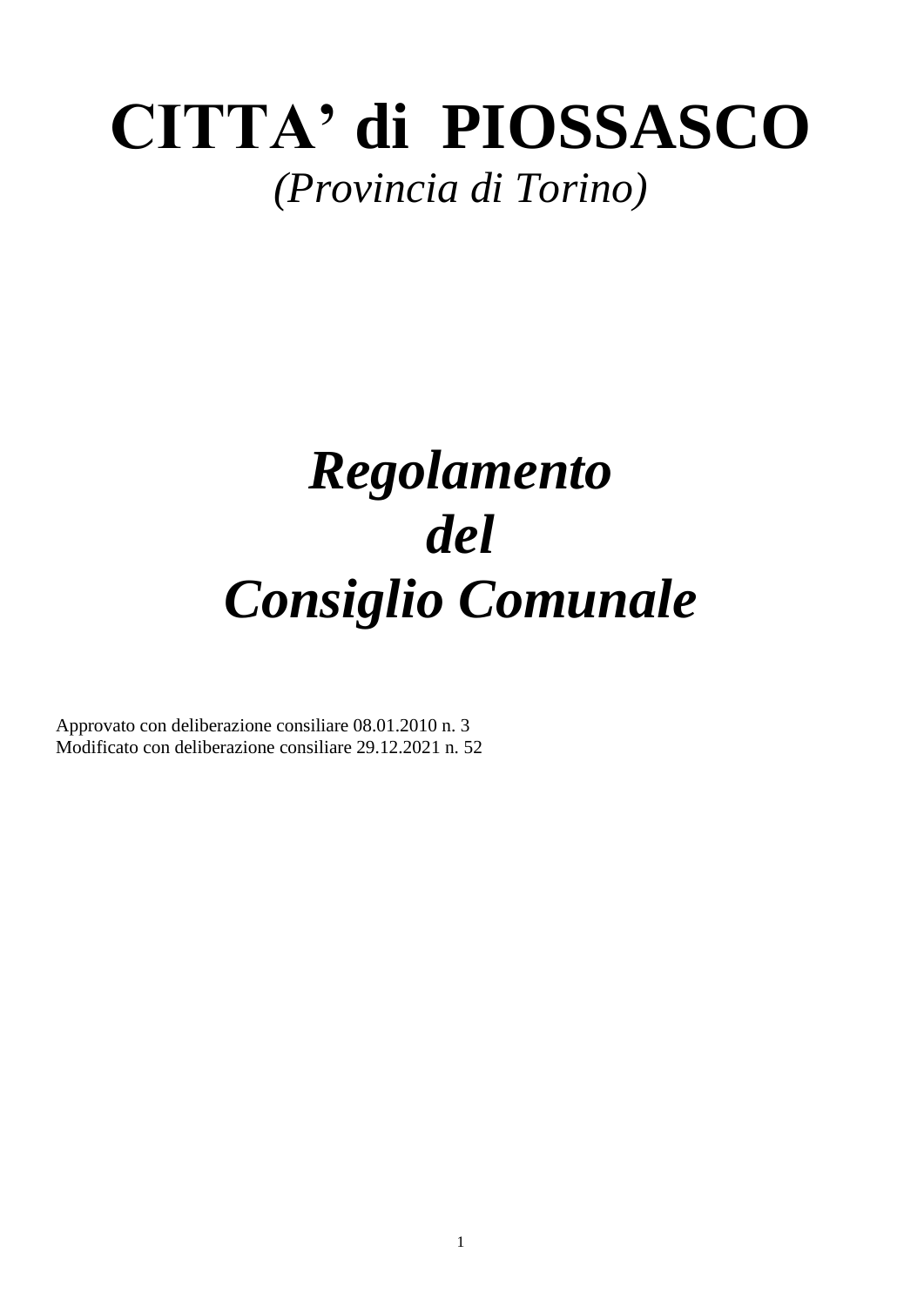# CITTA' di PIOSSASCO

*(Provincia di Torino)*

# *Regolamento del Consiglio Comunale*

Approvato con deliberazione consiliare 08.01.2010 n. 3
Modificato con deliberazione consiliare 29.12.2021 n. 52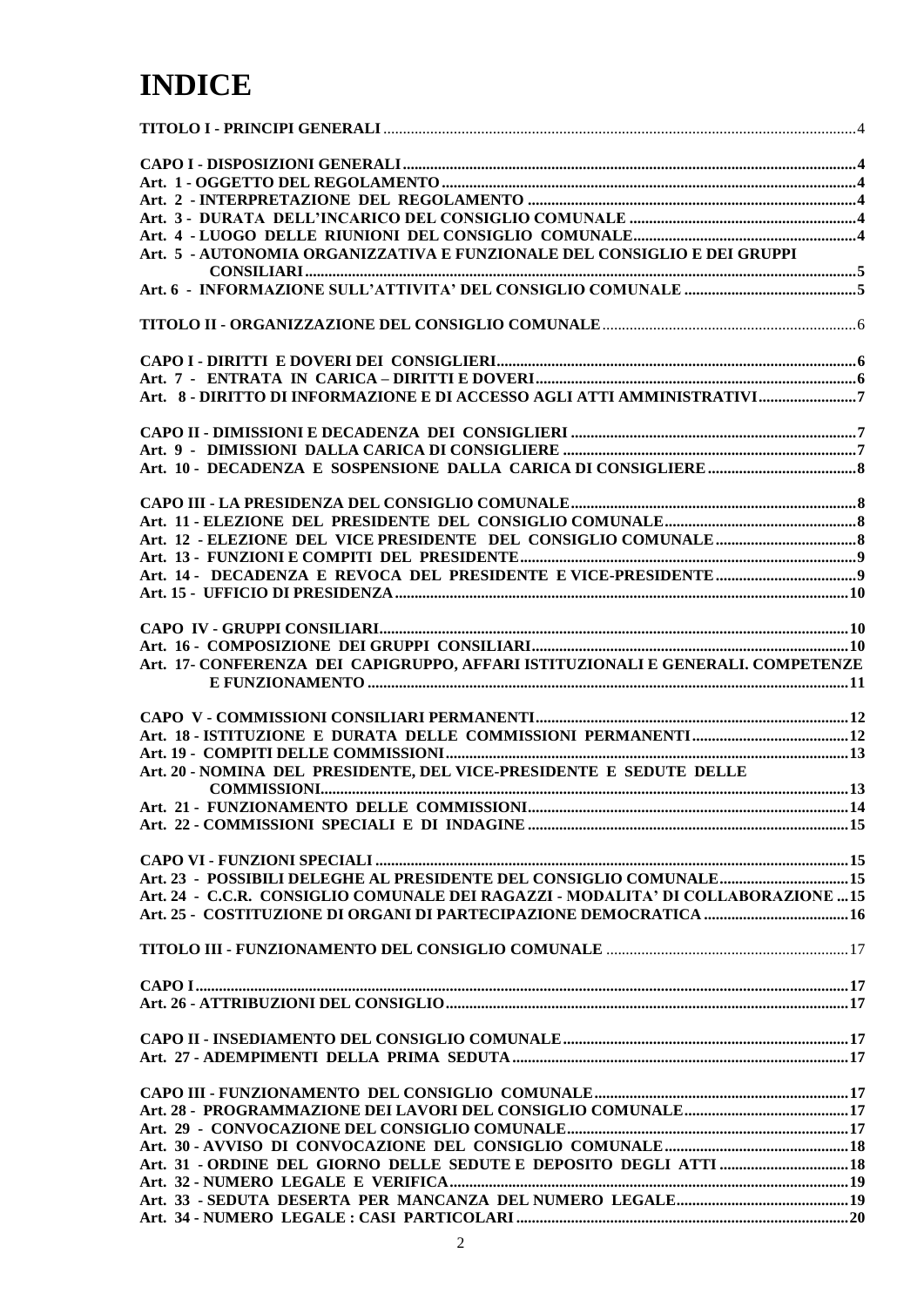# INDICE

**TITOLO I - PRINCIPI GENERALI** ..... 4

**CAPO I - DISPOSIZIONI GENERALI** ..... 4
**Art. 1 - OGGETTO DEL REGOLAMENTO** ..... 4
**Art. 2 - INTERPRETAZIONE DEL REGOLAMENTO** ..... 4
**Art. 3 - DURATA DELL'INCARICO DEL CONSIGLIO COMUNALE** ..... 4
**Art. 4 - LUOGO DELLE RIUNIONI DEL CONSIGLIO COMUNALE** ..... 4
**Art. 5 - AUTONOMIA ORGANIZZATIVA E FUNZIONALE DEL CONSIGLIO E DEI GRUPPI CONSILIARI** ..... 5
**Art. 6 - INFORMAZIONE SULL'ATTIVITA' DEL CONSIGLIO COMUNALE** ..... 5

**TITOLO II - ORGANIZZAZIONE DEL CONSIGLIO COMUNALE** ..... 6

**CAPO I - DIRITTI E DOVERI DEI CONSIGLIERI** ..... 6
**Art. 7 - ENTRATA IN CARICA – DIRITTI E DOVERI** ..... 6
**Art. 8 - DIRITTO DI INFORMAZIONE E DI ACCESSO AGLI ATTI AMMINISTRATIVI** ..... 7

**CAPO II - DIMISSIONI E DECADENZA DEI CONSIGLIERI** ..... 7
**Art. 9 - DIMISSIONI DALLA CARICA DI CONSIGLIERE** ..... 7
**Art. 10 - DECADENZA E SOSPENSIONE DALLA CARICA DI CONSIGLIERE** ..... 8

**CAPO III - LA PRESIDENZA DEL CONSIGLIO COMUNALE** ..... 8
**Art. 11 - ELEZIONE DEL PRESIDENTE DEL CONSIGLIO COMUNALE** ..... 8
**Art. 12 - ELEZIONE DEL VICE PRESIDENTE DEL CONSIGLIO COMUNALE** ..... 8
**Art. 13 - FUNZIONI E COMPITI DEL PRESIDENTE** ..... 9
**Art. 14 - DECADENZA E REVOCA DEL PRESIDENTE E VICE-PRESIDENTE** ..... 9
**Art. 15 - UFFICIO DI PRESIDENZA** ..... 10

**CAPO IV - GRUPPI CONSILIARI** ..... 10
**Art. 16 - COMPOSIZIONE DEI GRUPPI CONSILIARI** ..... 10
**Art. 17- CONFERENZA DEI CAPIGRUPPO, AFFARI ISTITUZIONALI E GENERALI. COMPETENZE E FUNZIONAMENTO** ..... 11

**CAPO V - COMMISSIONI CONSILIARI PERMANENTI** ..... 12
**Art. 18 - ISTITUZIONE E DURATA DELLE COMMISSIONI PERMANENTI** ..... 12
**Art. 19 - COMPITI DELLE COMMISSIONI** ..... 13
**Art. 20 - NOMINA DEL PRESIDENTE, DEL VICE-PRESIDENTE E SEDUTE DELLE COMMISSIONI** ..... 13
**Art. 21 - FUNZIONAMENTO DELLE COMMISSIONI** ..... 14
**Art. 22 - COMMISSIONI SPECIALI E DI INDAGINE** ..... 15

**CAPO VI - FUNZIONI SPECIALI** ..... 15
**Art. 23 - POSSIBILI DELEGHE AL PRESIDENTE DEL CONSIGLIO COMUNALE** ..... 15
**Art. 24 - C.C.R. CONSIGLIO COMUNALE DEI RAGAZZI - MODALITA' DI COLLABORAZIONE** ..... 15
**Art. 25 - COSTITUZIONE DI ORGANI DI PARTECIPAZIONE DEMOCRATICA** ..... 16

**TITOLO III - FUNZIONAMENTO DEL CONSIGLIO COMUNALE** ..... 17

**CAPO I** ..... 17
**Art. 26 - ATTRIBUZIONI DEL CONSIGLIO** ..... 17

**CAPO II - INSEDIAMENTO DEL CONSIGLIO COMUNALE** ..... 17
**Art. 27 - ADEMPIMENTI DELLA PRIMA SEDUTA** ..... 17

**CAPO III - FUNZIONAMENTO DEL CONSIGLIO COMUNALE** ..... 17
**Art. 28 - PROGRAMMAZIONE DEI LAVORI DEL CONSIGLIO COMUNALE** ..... 17
**Art. 29 - CONVOCAZIONE DEL CONSIGLIO COMUNALE** ..... 17
**Art. 30 - AVVISO DI CONVOCAZIONE DEL CONSIGLIO COMUNALE** ..... 18
**Art. 31 - ORDINE DEL GIORNO DELLE SEDUTE E DEPOSITO DEGLI ATTI** ..... 18
**Art. 32 - NUMERO LEGALE E VERIFICA** ..... 19
**Art. 33 - SEDUTA DESERTA PER MANCANZA DEL NUMERO LEGALE** ..... 19
**Art. 34 - NUMERO LEGALE : CASI PARTICOLARI** ..... 20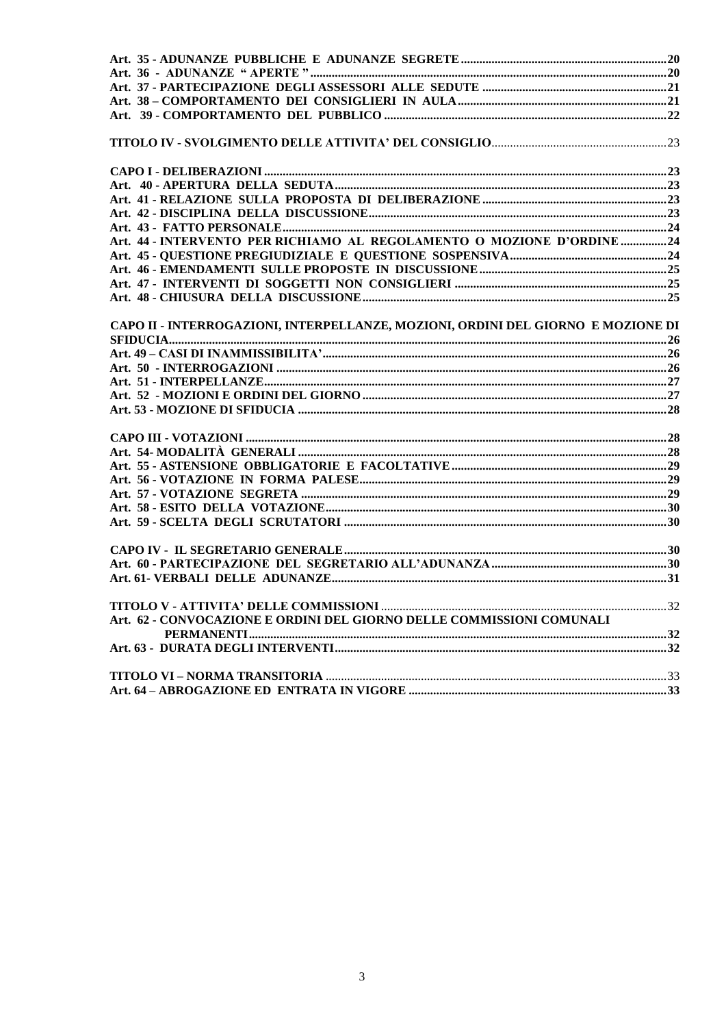Art. 35 - ADUNANZE PUBBLICHE E ADUNANZE SEGRETE ....20
Art. 36 - ADUNANZE " APERTE " ....20
Art. 37 - PARTECIPAZIONE DEGLI ASSESSORI ALLE SEDUTE ....21
Art. 38 – COMPORTAMENTO DEI CONSIGLIERI IN AULA ....21
Art. 39 - COMPORTAMENTO DEL PUBBLICO ....22

TITOLO IV - SVOLGIMENTO DELLE ATTIVITA' DEL CONSIGLIO ....23

CAPO I - DELIBERAZIONI ....23
Art. 40 - APERTURA DELLA SEDUTA ....23
Art. 41 - RELAZIONE SULLA PROPOSTA DI DELIBERAZIONE ....23
Art. 42 - DISCIPLINA DELLA DISCUSSIONE ....23
Art. 43 - FATTO PERSONALE ....24
Art. 44 - INTERVENTO PER RICHIAMO AL REGOLAMENTO O MOZIONE D'ORDINE ....24
Art. 45 - QUESTIONE PREGIUDIZIALE E QUESTIONE SOSPENSIVA ....24
Art. 46 - EMENDAMENTI SULLE PROPOSTE IN DISCUSSIONE ....25
Art. 47 - INTERVENTI DI SOGGETTI NON CONSIGLIERI ....25
Art. 48 - CHIUSURA DELLA DISCUSSIONE ....25

CAPO II - INTERROGAZIONI, INTERPELLANZE, MOZIONI, ORDINI DEL GIORNO E MOZIONE DI SFIDUCIA ....26
Art. 49 – CASI DI INAMMISSIBILITA' ....26
Art. 50 - INTERROGAZIONI ....26
Art. 51 - INTERPELLANZE ....27
Art. 52 - MOZIONI E ORDINI DEL GIORNO ....27
Art. 53 - MOZIONE DI SFIDUCIA ....28

CAPO III - VOTAZIONI ....28
Art. 54- MODALITÀ GENERALI ....28
Art. 55 - ASTENSIONE OBBLIGATORIE E FACOLTATIVE ....29
Art. 56 - VOTAZIONE IN FORMA PALESE ....29
Art. 57 - VOTAZIONE SEGRETA ....29
Art. 58 - ESITO DELLA VOTAZIONE ....30
Art. 59 - SCELTA DEGLI SCRUTATORI ....30

CAPO IV - IL SEGRETARIO GENERALE ....30
Art. 60 - PARTECIPAZIONE DEL SEGRETARIO ALL'ADUNANZA ....30
Art. 61- VERBALI DELLE ADUNANZE ....31

TITOLO V - ATTIVITA' DELLE COMMISSIONI ....32
Art. 62 - CONVOCAZIONE E ORDINI DEL GIORNO DELLE COMMISSIONI COMUNALI PERMANENTI ....32
Art. 63 - DURATA DEGLI INTERVENTI ....32

TITOLO VI – NORMA TRANSITORIA ....33
Art. 64 – ABROGAZIONE ED ENTRATA IN VIGORE ....33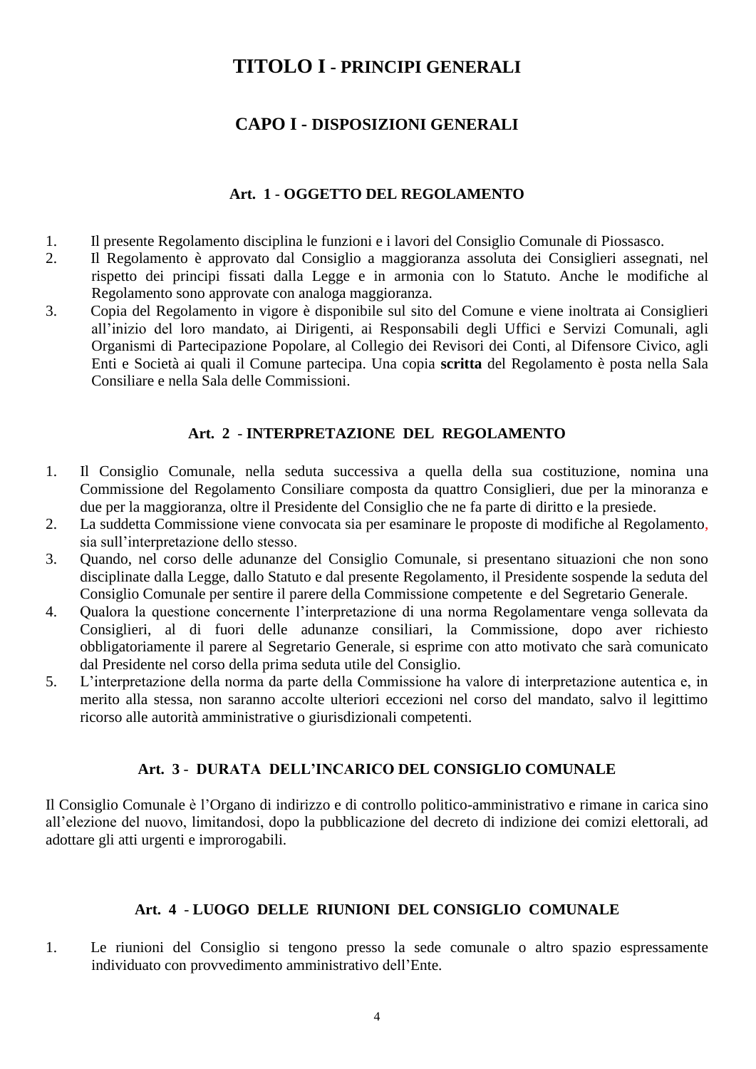# TITOLO I - PRINCIPI GENERALI

## CAPO I - DISPOSIZIONI GENERALI

### Art. 1 - OGGETTO DEL REGOLAMENTO

1. Il presente Regolamento disciplina le funzioni e i lavori del Consiglio Comunale di Piossasco.
2. Il Regolamento è approvato dal Consiglio a maggioranza assoluta dei Consiglieri assegnati, nel rispetto dei principi fissati dalla Legge e in armonia con lo Statuto. Anche le modifiche al Regolamento sono approvate con analoga maggioranza.
3. Copia del Regolamento in vigore è disponibile sul sito del Comune e viene inoltrata ai Consiglieri all'inizio del loro mandato, ai Dirigenti, ai Responsabili degli Uffici e Servizi Comunali, agli Organismi di Partecipazione Popolare, al Collegio dei Revisori dei Conti, al Difensore Civico, agli Enti e Società ai quali il Comune partecipa. Una copia **scritta** del Regolamento è posta nella Sala Consiliare e nella Sala delle Commissioni.

### Art. 2 - INTERPRETAZIONE DEL REGOLAMENTO

1. Il Consiglio Comunale, nella seduta successiva a quella della sua costituzione, nomina una Commissione del Regolamento Consiliare composta da quattro Consiglieri, due per la minoranza e due per la maggioranza, oltre il Presidente del Consiglio che ne fa parte di diritto e la presiede.
2. La suddetta Commissione viene convocata sia per esaminare le proposte di modifiche al Regolamento, sia sull'interpretazione dello stesso.
3. Quando, nel corso delle adunanze del Consiglio Comunale, si presentano situazioni che non sono disciplinate dalla Legge, dallo Statuto e dal presente Regolamento, il Presidente sospende la seduta del Consiglio Comunale per sentire il parere della Commissione competente e del Segretario Generale.
4. Qualora la questione concernente l'interpretazione di una norma Regolamentare venga sollevata da Consiglieri, al di fuori delle adunanze consiliari, la Commissione, dopo aver richiesto obbligatoriamente il parere al Segretario Generale, si esprime con atto motivato che sarà comunicato dal Presidente nel corso della prima seduta utile del Consiglio.
5. L'interpretazione della norma da parte della Commissione ha valore di interpretazione autentica e, in merito alla stessa, non saranno accolte ulteriori eccezioni nel corso del mandato, salvo il legittimo ricorso alle autorità amministrative o giurisdizionali competenti.

### Art. 3 - DURATA DELL'INCARICO DEL CONSIGLIO COMUNALE

Il Consiglio Comunale è l'Organo di indirizzo e di controllo politico-amministrativo e rimane in carica sino all'elezione del nuovo, limitandosi, dopo la pubblicazione del decreto di indizione dei comizi elettorali, ad adottare gli atti urgenti e improrogabili.

### Art. 4 - LUOGO DELLE RIUNIONI DEL CONSIGLIO COMUNALE

1. Le riunioni del Consiglio si tengono presso la sede comunale o altro spazio espressamente individuato con provvedimento amministrativo dell'Ente.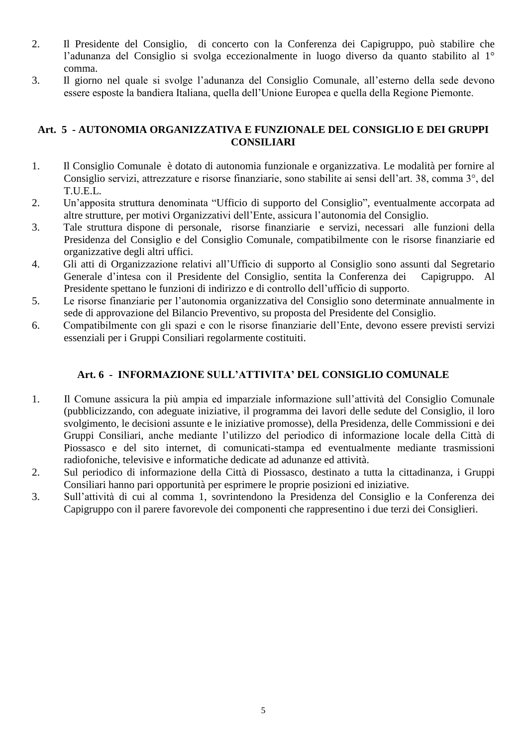2. Il Presidente del Consiglio, di concerto con la Conferenza dei Capigruppo, può stabilire che l'adunanza del Consiglio si svolga eccezionalmente in luogo diverso da quanto stabilito al 1° comma.
3. Il giorno nel quale si svolge l'adunanza del Consiglio Comunale, all'esterno della sede devono essere esposte la bandiera Italiana, quella dell'Unione Europea e quella della Regione Piemonte.

## Art. 5 - AUTONOMIA ORGANIZZATIVA E FUNZIONALE DEL CONSIGLIO E DEI GRUPPI CONSILIARI

1. Il Consiglio Comunale è dotato di autonomia funzionale e organizzativa. Le modalità per fornire al Consiglio servizi, attrezzature e risorse finanziarie, sono stabilite ai sensi dell'art. 38, comma 3°, del T.U.E.L.
2. Un'apposita struttura denominata "Ufficio di supporto del Consiglio", eventualmente accorpata ad altre strutture, per motivi Organizzativi dell'Ente, assicura l'autonomia del Consiglio.
3. Tale struttura dispone di personale, risorse finanziarie e servizi, necessari alle funzioni della Presidenza del Consiglio e del Consiglio Comunale, compatibilmente con le risorse finanziarie ed organizzative degli altri uffici.
4. Gli atti di Organizzazione relativi all'Ufficio di supporto al Consiglio sono assunti dal Segretario Generale d'intesa con il Presidente del Consiglio, sentita la Conferenza dei Capigruppo. Al Presidente spettano le funzioni di indirizzo e di controllo dell'ufficio di supporto.
5. Le risorse finanziarie per l'autonomia organizzativa del Consiglio sono determinate annualmente in sede di approvazione del Bilancio Preventivo, su proposta del Presidente del Consiglio.
6. Compatibilmente con gli spazi e con le risorse finanziarie dell'Ente, devono essere previsti servizi essenziali per i Gruppi Consiliari regolarmente costituiti.

## Art. 6 - INFORMAZIONE SULL'ATTIVITA' DEL CONSIGLIO COMUNALE

1. Il Comune assicura la più ampia ed imparziale informazione sull'attività del Consiglio Comunale (pubblicizzando, con adeguate iniziative, il programma dei lavori delle sedute del Consiglio, il loro svolgimento, le decisioni assunte e le iniziative promosse), della Presidenza, delle Commissioni e dei Gruppi Consiliari, anche mediante l'utilizzo del periodico di informazione locale della Città di Piossasco e del sito internet, di comunicati-stampa ed eventualmente mediante trasmissioni radiofoniche, televisive e informatiche dedicate ad adunanze ed attività.
2. Sul periodico di informazione della Città di Piossasco, destinato a tutta la cittadinanza, i Gruppi Consiliari hanno pari opportunità per esprimere le proprie posizioni ed iniziative.
3. Sull'attività di cui al comma 1, sovrintendono la Presidenza del Consiglio e la Conferenza dei Capigruppo con il parere favorevole dei componenti che rappresentino i due terzi dei Consiglieri.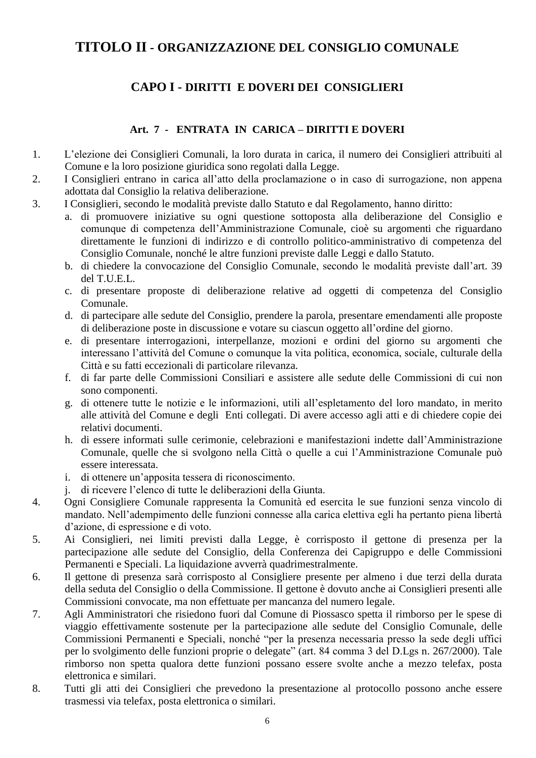# TITOLO II - ORGANIZZAZIONE DEL CONSIGLIO COMUNALE

## CAPO I - DIRITTI E DOVERI DEI CONSIGLIERI

### Art. 7 - ENTRATA IN CARICA – DIRITTI E DOVERI

1. L'elezione dei Consiglieri Comunali, la loro durata in carica, il numero dei Consiglieri attribuiti al Comune e la loro posizione giuridica sono regolati dalla Legge.
2. I Consiglieri entrano in carica all'atto della proclamazione o in caso di surrogazione, non appena adottata dal Consiglio la relativa deliberazione.
3. I Consiglieri, secondo le modalità previste dallo Statuto e dal Regolamento, hanno diritto:
   a. di promuovere iniziative su ogni questione sottoposta alla deliberazione del Consiglio e comunque di competenza dell'Amministrazione Comunale, cioè su argomenti che riguardano direttamente le funzioni di indirizzo e di controllo politico-amministrativo di competenza del Consiglio Comunale, nonché le altre funzioni previste dalle Leggi e dallo Statuto.
   b. di chiedere la convocazione del Consiglio Comunale, secondo le modalità previste dall'art. 39 del T.U.E.L.
   c. di presentare proposte di deliberazione relative ad oggetti di competenza del Consiglio Comunale.
   d. di partecipare alle sedute del Consiglio, prendere la parola, presentare emendamenti alle proposte di deliberazione poste in discussione e votare su ciascun oggetto all'ordine del giorno.
   e. di presentare interrogazioni, interpellanze, mozioni e ordini del giorno su argomenti che interessano l'attività del Comune o comunque la vita politica, economica, sociale, culturale della Città e su fatti eccezionali di particolare rilevanza.
   f. di far parte delle Commissioni Consiliari e assistere alle sedute delle Commissioni di cui non sono componenti.
   g. di ottenere tutte le notizie e le informazioni, utili all'espletamento del loro mandato, in merito alle attività del Comune e degli Enti collegati. Di avere accesso agli atti e di chiedere copie dei relativi documenti.
   h. di essere informati sulle cerimonie, celebrazioni e manifestazioni indette dall'Amministrazione Comunale, quelle che si svolgono nella Città o quelle a cui l'Amministrazione Comunale può essere interessata.
   i. di ottenere un'apposita tessera di riconoscimento.
   j. di ricevere l'elenco di tutte le deliberazioni della Giunta.
4. Ogni Consigliere Comunale rappresenta la Comunità ed esercita le sue funzioni senza vincolo di mandato. Nell'adempimento delle funzioni connesse alla carica elettiva egli ha pertanto piena libertà d'azione, di espressione e di voto.
5. Ai Consiglieri, nei limiti previsti dalla Legge, è corrisposto il gettone di presenza per la partecipazione alle sedute del Consiglio, della Conferenza dei Capigruppo e delle Commissioni Permanenti e Speciali. La liquidazione avverrà quadrimestralmente.
6. Il gettone di presenza sarà corrisposto al Consigliere presente per almeno i due terzi della durata della seduta del Consiglio o della Commissione. Il gettone è dovuto anche ai Consiglieri presenti alle Commissioni convocate, ma non effettuate per mancanza del numero legale.
7. Agli Amministratori che risiedono fuori dal Comune di Piossasco spetta il rimborso per le spese di viaggio effettivamente sostenute per la partecipazione alle sedute del Consiglio Comunale, delle Commissioni Permanenti e Speciali, nonché "per la presenza necessaria presso la sede degli uffici per lo svolgimento delle funzioni proprie o delegate" (art. 84 comma 3 del D.Lgs n. 267/2000). Tale rimborso non spetta qualora dette funzioni possano essere svolte anche a mezzo telefax, posta elettronica e similari.
8. Tutti gli atti dei Consiglieri che prevedono la presentazione al protocollo possono anche essere trasmessi via telefax, posta elettronica o similari.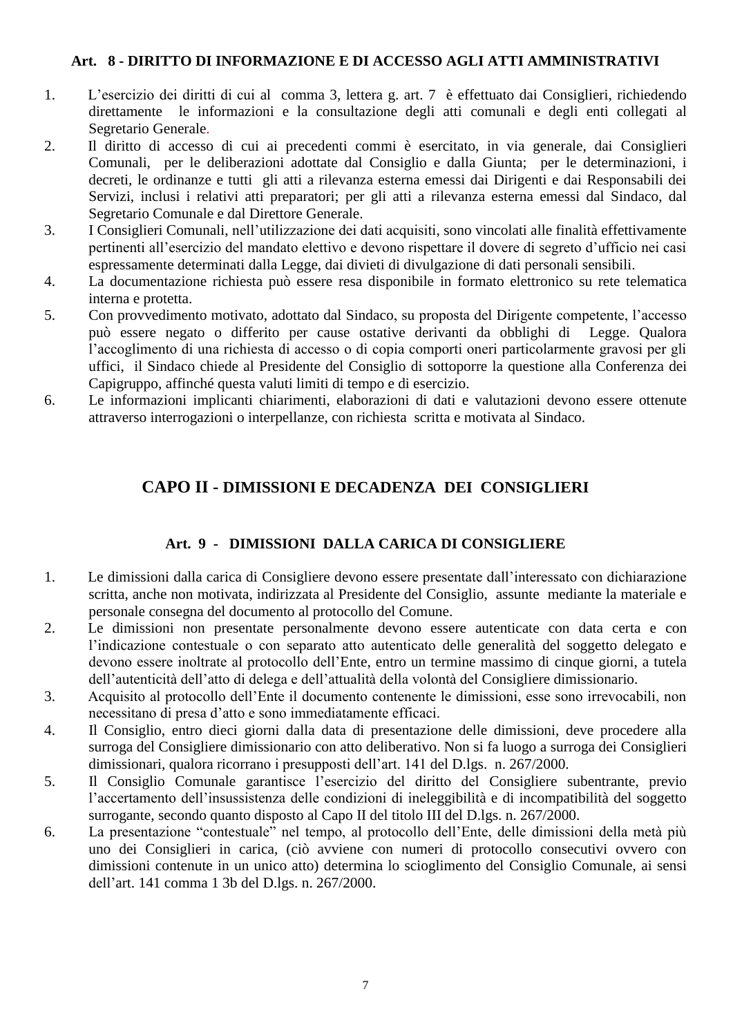### Art. 8 - DIRITTO DI INFORMAZIONE E DI ACCESSO AGLI ATTI AMMINISTRATIVI

1. L'esercizio dei diritti di cui al comma 3, lettera g. art. 7 è effettuato dai Consiglieri, richiedendo direttamente le informazioni e la consultazione degli atti comunali e degli enti collegati al Segretario Generale.
2. Il diritto di accesso di cui ai precedenti commi è esercitato, in via generale, dai Consiglieri Comunali, per le deliberazioni adottate dal Consiglio e dalla Giunta; per le determinazioni, i decreti, le ordinanze e tutti gli atti a rilevanza esterna emessi dai Dirigenti e dai Responsabili dei Servizi, inclusi i relativi atti preparatori; per gli atti a rilevanza esterna emessi dal Sindaco, dal Segretario Comunale e dal Direttore Generale.
3. I Consiglieri Comunali, nell'utilizzazione dei dati acquisiti, sono vincolati alle finalità effettivamente pertinenti all'esercizio del mandato elettivo e devono rispettare il dovere di segreto d'ufficio nei casi espressamente determinati dalla Legge, dai divieti di divulgazione di dati personali sensibili.
4. La documentazione richiesta può essere resa disponibile in formato elettronico su rete telematica interna e protetta.
5. Con provvedimento motivato, adottato dal Sindaco, su proposta del Dirigente competente, l'accesso può essere negato o differito per cause ostative derivanti da obblighi di Legge. Qualora l'accoglimento di una richiesta di accesso o di copia comporti oneri particolarmente gravosi per gli uffici, il Sindaco chiede al Presidente del Consiglio di sottoporre la questione alla Conferenza dei Capigruppo, affinché questa valuti limiti di tempo e di esercizio.
6. Le informazioni implicanti chiarimenti, elaborazioni di dati e valutazioni devono essere ottenute attraverso interrogazioni o interpellanze, con richiesta scritta e motivata al Sindaco.

## CAPO II - DIMISSIONI E DECADENZA DEI CONSIGLIERI

### Art. 9 - DIMISSIONI DALLA CARICA DI CONSIGLIERE

1. Le dimissioni dalla carica di Consigliere devono essere presentate dall'interessato con dichiarazione scritta, anche non motivata, indirizzata al Presidente del Consiglio, assunte mediante la materiale e personale consegna del documento al protocollo del Comune.
2. Le dimissioni non presentate personalmente devono essere autenticate con data certa e con l'indicazione contestuale o con separato atto autenticato delle generalità del soggetto delegato e devono essere inoltrate al protocollo dell'Ente, entro un termine massimo di cinque giorni, a tutela dell'autenticità dell'atto di delega e dell'attualità della volontà del Consigliere dimissionario.
3. Acquisito al protocollo dell'Ente il documento contenente le dimissioni, esse sono irrevocabili, non necessitano di presa d'atto e sono immediatamente efficaci.
4. Il Consiglio, entro dieci giorni dalla data di presentazione delle dimissioni, deve procedere alla surroga del Consigliere dimissionario con atto deliberativo. Non si fa luogo a surroga dei Consiglieri dimissionari, qualora ricorrano i presupposti dell'art. 141 del D.lgs. n. 267/2000.
5. Il Consiglio Comunale garantisce l'esercizio del diritto del Consigliere subentrante, previo l'accertamento dell'insussistenza delle condizioni di ineleggibilità e di incompatibilità del soggetto surrogante, secondo quanto disposto al Capo II del titolo III del D.lgs. n. 267/2000.
6. La presentazione "contestuale" nel tempo, al protocollo dell'Ente, delle dimissioni della metà più uno dei Consiglieri in carica, (ciò avviene con numeri di protocollo consecutivi ovvero con dimissioni contenute in un unico atto) determina lo scioglimento del Consiglio Comunale, ai sensi dell'art. 141 comma 1 3b del D.lgs. n. 267/2000.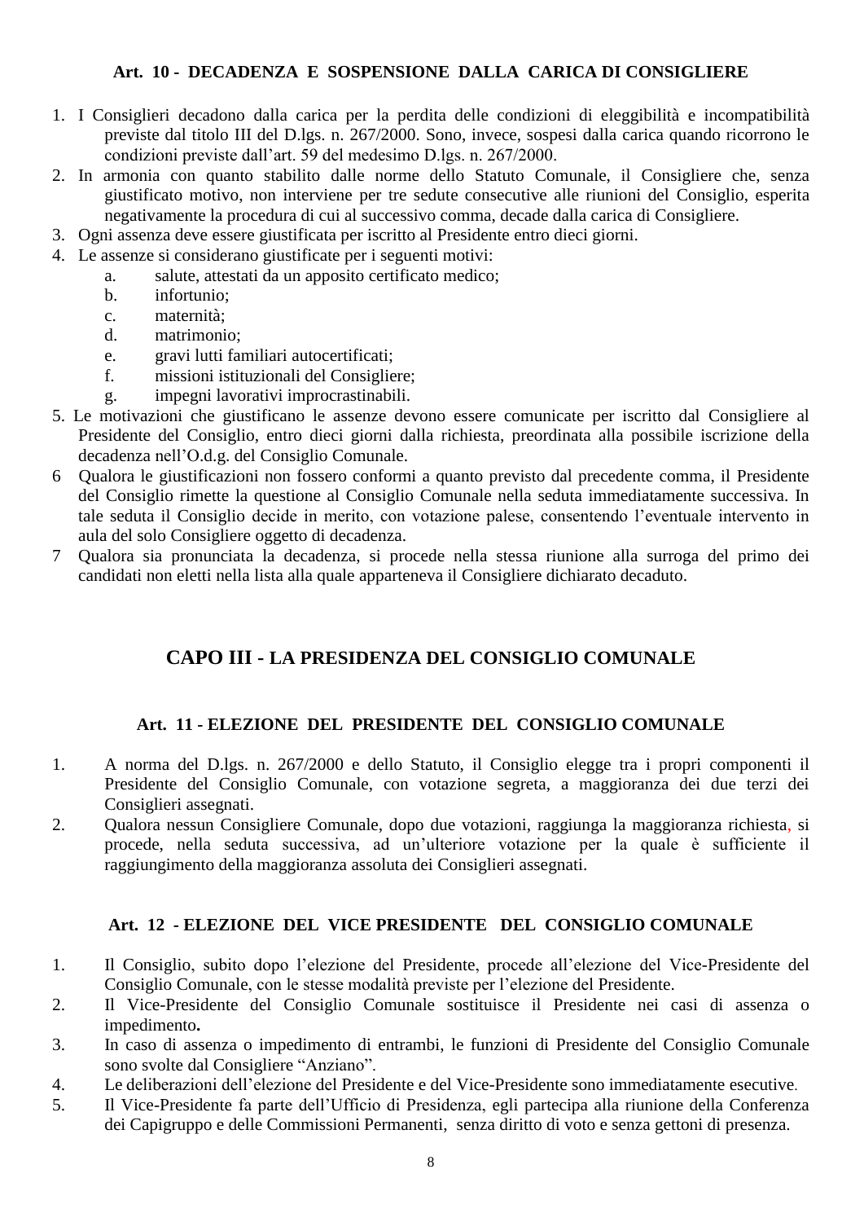### Art. 10 - DECADENZA E SOSPENSIONE DALLA CARICA DI CONSIGLIERE

1. I Consiglieri decadono dalla carica per la perdita delle condizioni di eleggibilità e incompatibilità previste dal titolo III del D.lgs. n. 267/2000. Sono, invece, sospesi dalla carica quando ricorrono le condizioni previste dall'art. 59 del medesimo D.lgs. n. 267/2000.
2. In armonia con quanto stabilito dalle norme dello Statuto Comunale, il Consigliere che, senza giustificato motivo, non interviene per tre sedute consecutive alle riunioni del Consiglio, esperita negativamente la procedura di cui al successivo comma, decade dalla carica di Consigliere.
3. Ogni assenza deve essere giustificata per iscritto al Presidente entro dieci giorni.
4. Le assenze si considerano giustificate per i seguenti motivi:
   a. salute, attestati da un apposito certificato medico;
   b. infortunio;
   c. maternità;
   d. matrimonio;
   e. gravi lutti familiari autocertificati;
   f. missioni istituzionali del Consigliere;
   g. impegni lavorativi improcrastinabili.
5. Le motivazioni che giustificano le assenze devono essere comunicate per iscritto dal Consigliere al Presidente del Consiglio, entro dieci giorni dalla richiesta, preordinata alla possibile iscrizione della decadenza nell'O.d.g. del Consiglio Comunale.
6. Qualora le giustificazioni non fossero conformi a quanto previsto dal precedente comma, il Presidente del Consiglio rimette la questione al Consiglio Comunale nella seduta immediatamente successiva. In tale seduta il Consiglio decide in merito, con votazione palese, consentendo l'eventuale intervento in aula del solo Consigliere oggetto di decadenza.
7. Qualora sia pronunciata la decadenza, si procede nella stessa riunione alla surroga del primo dei candidati non eletti nella lista alla quale apparteneva il Consigliere dichiarato decaduto.

## CAPO III - LA PRESIDENZA DEL CONSIGLIO COMUNALE

### Art. 11 - ELEZIONE DEL PRESIDENTE DEL CONSIGLIO COMUNALE

1. A norma del D.lgs. n. 267/2000 e dello Statuto, il Consiglio elegge tra i propri componenti il Presidente del Consiglio Comunale, con votazione segreta, a maggioranza dei due terzi dei Consiglieri assegnati.
2. Qualora nessun Consigliere Comunale, dopo due votazioni, raggiunga la maggioranza richiesta, si procede, nella seduta successiva, ad un'ulteriore votazione per la quale è sufficiente il raggiungimento della maggioranza assoluta dei Consiglieri assegnati.

### Art. 12 - ELEZIONE DEL VICE PRESIDENTE DEL CONSIGLIO COMUNALE

1. Il Consiglio, subito dopo l'elezione del Presidente, procede all'elezione del Vice-Presidente del Consiglio Comunale, con le stesse modalità previste per l'elezione del Presidente.
2. Il Vice-Presidente del Consiglio Comunale sostituisce il Presidente nei casi di assenza o impedimento.
3. In caso di assenza o impedimento di entrambi, le funzioni di Presidente del Consiglio Comunale sono svolte dal Consigliere "Anziano".
4. Le deliberazioni dell'elezione del Presidente e del Vice-Presidente sono immediatamente esecutive.
5. Il Vice-Presidente fa parte dell'Ufficio di Presidenza, egli partecipa alla riunione della Conferenza dei Capigruppo e delle Commissioni Permanenti, senza diritto di voto e senza gettoni di presenza.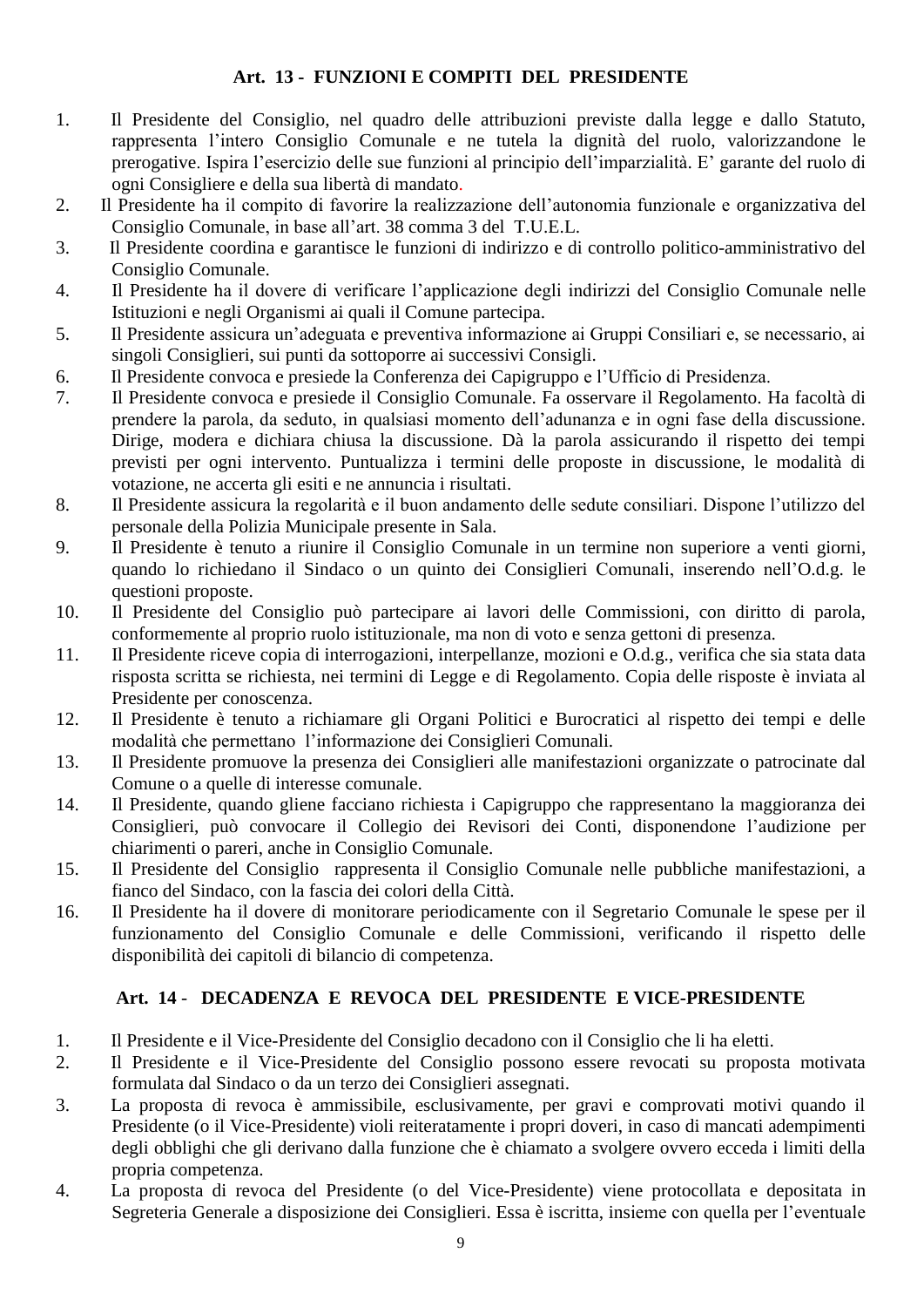### Art. 13 - FUNZIONI E COMPITI DEL PRESIDENTE

1. Il Presidente del Consiglio, nel quadro delle attribuzioni previste dalla legge e dallo Statuto, rappresenta l'intero Consiglio Comunale e ne tutela la dignità del ruolo, valorizzandone le prerogative. Ispira l'esercizio delle sue funzioni al principio dell'imparzialità. E' garante del ruolo di ogni Consigliere e della sua libertà di mandato.
2. Il Presidente ha il compito di favorire la realizzazione dell'autonomia funzionale e organizzativa del Consiglio Comunale, in base all'art. 38 comma 3 del T.U.E.L.
3. Il Presidente coordina e garantisce le funzioni di indirizzo e di controllo politico-amministrativo del Consiglio Comunale.
4. Il Presidente ha il dovere di verificare l'applicazione degli indirizzi del Consiglio Comunale nelle Istituzioni e negli Organismi ai quali il Comune partecipa.
5. Il Presidente assicura un'adeguata e preventiva informazione ai Gruppi Consiliari e, se necessario, ai singoli Consiglieri, sui punti da sottoporre ai successivi Consigli.
6. Il Presidente convoca e presiede la Conferenza dei Capigruppo e l'Ufficio di Presidenza.
7. Il Presidente convoca e presiede il Consiglio Comunale. Fa osservare il Regolamento. Ha facoltà di prendere la parola, da seduto, in qualsiasi momento dell'adunanza e in ogni fase della discussione. Dirige, modera e dichiara chiusa la discussione. Dà la parola assicurando il rispetto dei tempi previsti per ogni intervento. Puntualizza i termini delle proposte in discussione, le modalità di votazione, ne accerta gli esiti e ne annuncia i risultati.
8. Il Presidente assicura la regolarità e il buon andamento delle sedute consiliari. Dispone l'utilizzo del personale della Polizia Municipale presente in Sala.
9. Il Presidente è tenuto a riunire il Consiglio Comunale in un termine non superiore a venti giorni, quando lo richiedano il Sindaco o un quinto dei Consiglieri Comunali, inserendo nell'O.d.g. le questioni proposte.
10. Il Presidente del Consiglio può partecipare ai lavori delle Commissioni, con diritto di parola, conformemente al proprio ruolo istituzionale, ma non di voto e senza gettoni di presenza.
11. Il Presidente riceve copia di interrogazioni, interpellanze, mozioni e O.d.g., verifica che sia stata data risposta scritta se richiesta, nei termini di Legge e di Regolamento. Copia delle risposte è inviata al Presidente per conoscenza.
12. Il Presidente è tenuto a richiamare gli Organi Politici e Burocratici al rispetto dei tempi e delle modalità che permettano l'informazione dei Consiglieri Comunali.
13. Il Presidente promuove la presenza dei Consiglieri alle manifestazioni organizzate o patrocinate dal Comune o a quelle di interesse comunale.
14. Il Presidente, quando gliene facciano richiesta i Capigruppo che rappresentano la maggioranza dei Consiglieri, può convocare il Collegio dei Revisori dei Conti, disponendone l'audizione per chiarimenti o pareri, anche in Consiglio Comunale.
15. Il Presidente del Consiglio rappresenta il Consiglio Comunale nelle pubbliche manifestazioni, a fianco del Sindaco, con la fascia dei colori della Città.
16. Il Presidente ha il dovere di monitorare periodicamente con il Segretario Comunale le spese per il funzionamento del Consiglio Comunale e delle Commissioni, verificando il rispetto delle disponibilità dei capitoli di bilancio di competenza.

### Art. 14 - DECADENZA E REVOCA DEL PRESIDENTE E VICE-PRESIDENTE

1. Il Presidente e il Vice-Presidente del Consiglio decadono con il Consiglio che li ha eletti.
2. Il Presidente e il Vice-Presidente del Consiglio possono essere revocati su proposta motivata formulata dal Sindaco o da un terzo dei Consiglieri assegnati.
3. La proposta di revoca è ammissibile, esclusivamente, per gravi e comprovati motivi quando il Presidente (o il Vice-Presidente) violi reiteratamente i propri doveri, in caso di mancati adempimenti degli obblighi che gli derivano dalla funzione che è chiamato a svolgere ovvero ecceda i limiti della propria competenza.
4. La proposta di revoca del Presidente (o del Vice-Presidente) viene protocollata e depositata in Segreteria Generale a disposizione dei Consiglieri. Essa è iscritta, insieme con quella per l'eventuale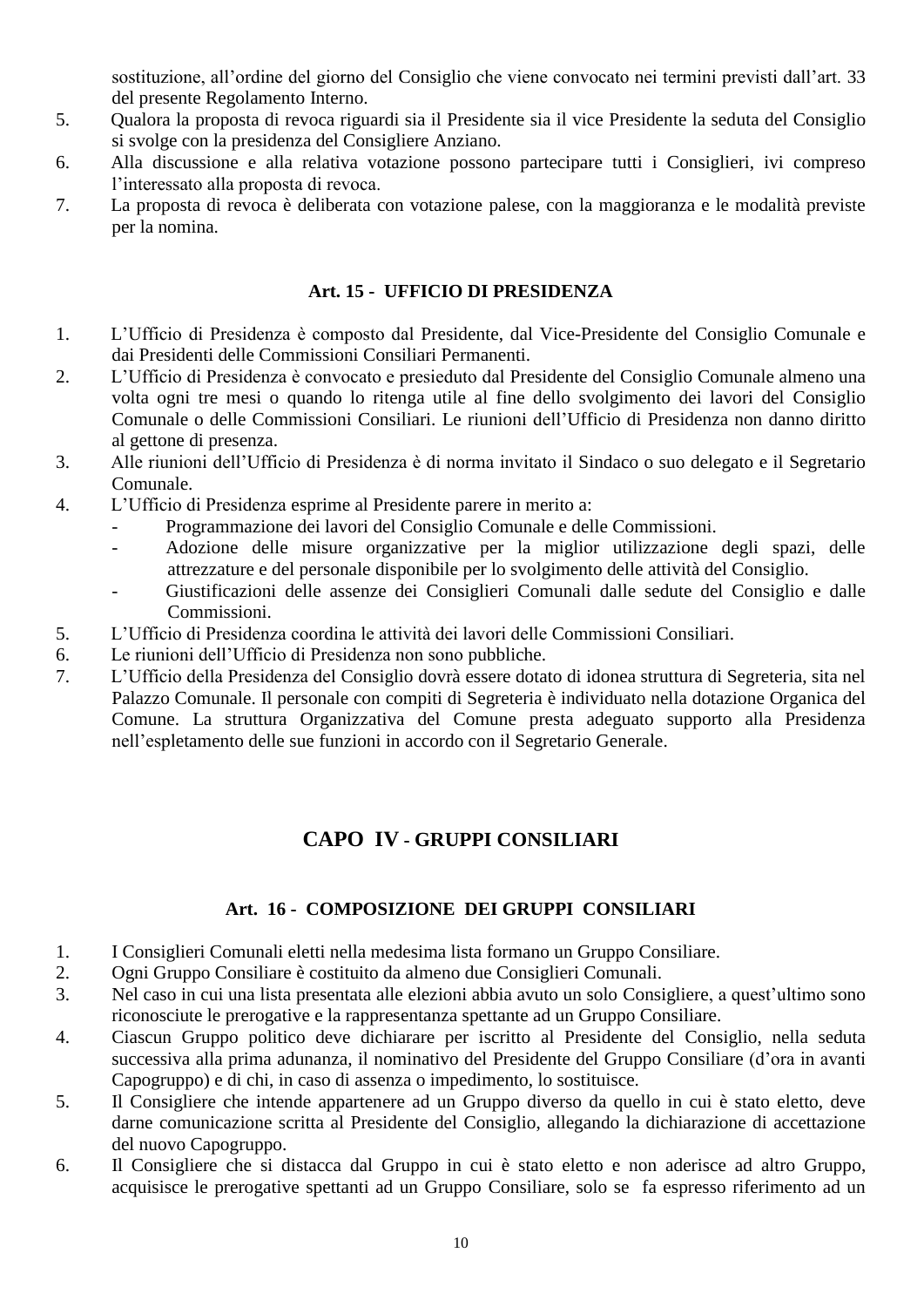sostituzione, all'ordine del giorno del Consiglio che viene convocato nei termini previsti dall'art. 33 del presente Regolamento Interno.

5. Qualora la proposta di revoca riguardi sia il Presidente sia il vice Presidente la seduta del Consiglio si svolge con la presidenza del Consigliere Anziano.
6. Alla discussione e alla relativa votazione possono partecipare tutti i Consiglieri, ivi compreso l'interessato alla proposta di revoca.
7. La proposta di revoca è deliberata con votazione palese, con la maggioranza e le modalità previste per la nomina.

### Art. 15 - UFFICIO DI PRESIDENZA

1. L'Ufficio di Presidenza è composto dal Presidente, dal Vice-Presidente del Consiglio Comunale e dai Presidenti delle Commissioni Consiliari Permanenti.
2. L'Ufficio di Presidenza è convocato e presieduto dal Presidente del Consiglio Comunale almeno una volta ogni tre mesi o quando lo ritenga utile al fine dello svolgimento dei lavori del Consiglio Comunale o delle Commissioni Consiliari. Le riunioni dell'Ufficio di Presidenza non danno diritto al gettone di presenza.
3. Alle riunioni dell'Ufficio di Presidenza è di norma invitato il Sindaco o suo delegato e il Segretario Comunale.
4. L'Ufficio di Presidenza esprime al Presidente parere in merito a:
   - Programmazione dei lavori del Consiglio Comunale e delle Commissioni.
   - Adozione delle misure organizzative per la miglior utilizzazione degli spazi, delle attrezzature e del personale disponibile per lo svolgimento delle attività del Consiglio.
   - Giustificazioni delle assenze dei Consiglieri Comunali dalle sedute del Consiglio e dalle Commissioni.
5. L'Ufficio di Presidenza coordina le attività dei lavori delle Commissioni Consiliari.
6. Le riunioni dell'Ufficio di Presidenza non sono pubbliche.
7. L'Ufficio della Presidenza del Consiglio dovrà essere dotato di idonea struttura di Segreteria, sita nel Palazzo Comunale. Il personale con compiti di Segreteria è individuato nella dotazione Organica del Comune. La struttura Organizzativa del Comune presta adeguato supporto alla Presidenza nell'espletamento delle sue funzioni in accordo con il Segretario Generale.

## CAPO IV - GRUPPI CONSILIARI

### Art. 16 - COMPOSIZIONE DEI GRUPPI CONSILIARI

1. I Consiglieri Comunali eletti nella medesima lista formano un Gruppo Consiliare.
2. Ogni Gruppo Consiliare è costituito da almeno due Consiglieri Comunali.
3. Nel caso in cui una lista presentata alle elezioni abbia avuto un solo Consigliere, a quest'ultimo sono riconosciute le prerogative e la rappresentanza spettante ad un Gruppo Consiliare.
4. Ciascun Gruppo politico deve dichiarare per iscritto al Presidente del Consiglio, nella seduta successiva alla prima adunanza, il nominativo del Presidente del Gruppo Consiliare (d'ora in avanti Capogruppo) e di chi, in caso di assenza o impedimento, lo sostituisce.
5. Il Consigliere che intende appartenere ad un Gruppo diverso da quello in cui è stato eletto, deve darne comunicazione scritta al Presidente del Consiglio, allegando la dichiarazione di accettazione del nuovo Capogruppo.
6. Il Consigliere che si distacca dal Gruppo in cui è stato eletto e non aderisce ad altro Gruppo, acquisisce le prerogative spettanti ad un Gruppo Consiliare, solo se fa espresso riferimento ad un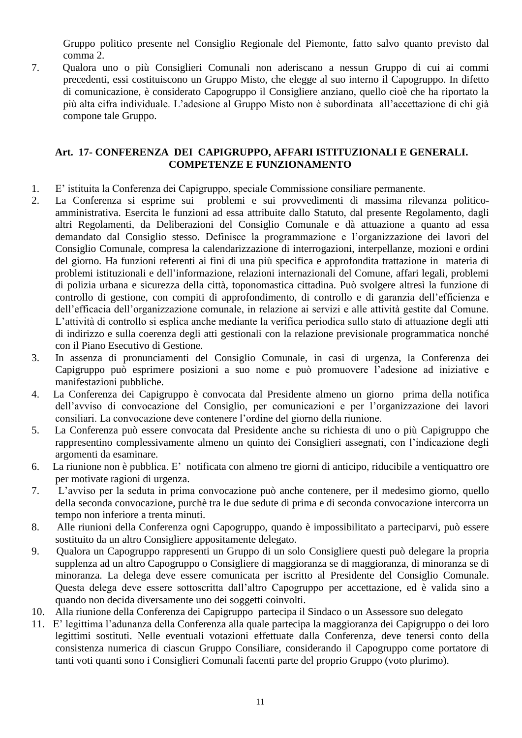Gruppo politico presente nel Consiglio Regionale del Piemonte, fatto salvo quanto previsto dal comma 2.

7. Qualora uno o più Consiglieri Comunali non aderiscano a nessun Gruppo di cui ai commi precedenti, essi costituiscono un Gruppo Misto, che elegge al suo interno il Capogruppo. In difetto di comunicazione, è considerato Capogruppo il Consigliere anziano, quello cioè che ha riportato la più alta cifra individuale. L'adesione al Gruppo Misto non è subordinata all'accettazione di chi già compone tale Gruppo.

## Art. 17- CONFERENZA DEI CAPIGRUPPO, AFFARI ISTITUZIONALI E GENERALI. COMPETENZE E FUNZIONAMENTO

1. E' istituita la Conferenza dei Capigruppo, speciale Commissione consiliare permanente.
2. La Conferenza si esprime sui problemi e sui provvedimenti di massima rilevanza politico-amministrativa. Esercita le funzioni ad essa attribuite dallo Statuto, dal presente Regolamento, dagli altri Regolamenti, da Deliberazioni del Consiglio Comunale e dà attuazione a quanto ad essa demandato dal Consiglio stesso. Definisce la programmazione e l'organizzazione dei lavori del Consiglio Comunale, compresa la calendarizzazione di interrogazioni, interpellanze, mozioni e ordini del giorno. Ha funzioni referenti ai fini di una più specifica e approfondita trattazione in materia di problemi istituzionali e dell'informazione, relazioni internazionali del Comune, affari legali, problemi di polizia urbana e sicurezza della città, toponomastica cittadina. Può svolgere altresì la funzione di controllo di gestione, con compiti di approfondimento, di controllo e di garanzia dell'efficienza e dell'efficacia dell'organizzazione comunale, in relazione ai servizi e alle attività gestite dal Comune. L'attività di controllo si esplica anche mediante la verifica periodica sullo stato di attuazione degli atti di indirizzo e sulla coerenza degli atti gestionali con la relazione previsionale programmatica nonché con il Piano Esecutivo di Gestione.
3. In assenza di pronunciamenti del Consiglio Comunale, in casi di urgenza, la Conferenza dei Capigruppo può esprimere posizioni a suo nome e può promuovere l'adesione ad iniziative e manifestazioni pubbliche.
4. La Conferenza dei Capigruppo è convocata dal Presidente almeno un giorno prima della notifica dell'avviso di convocazione del Consiglio, per comunicazioni e per l'organizzazione dei lavori consiliari. La convocazione deve contenere l'ordine del giorno della riunione.
5. La Conferenza può essere convocata dal Presidente anche su richiesta di uno o più Capigruppo che rappresentino complessivamente almeno un quinto dei Consiglieri assegnati, con l'indicazione degli argomenti da esaminare.
6. La riunione non è pubblica. E' notificata con almeno tre giorni di anticipo, riducibile a ventiquattro ore per motivate ragioni di urgenza.
7. L'avviso per la seduta in prima convocazione può anche contenere, per il medesimo giorno, quello della seconda convocazione, purchè tra le due sedute di prima e di seconda convocazione intercorra un tempo non inferiore a trenta minuti.
8. Alle riunioni della Conferenza ogni Capogruppo, quando è impossibilitato a parteciparvi, può essere sostituito da un altro Consigliere appositamente delegato.
9. Qualora un Capogruppo rappresenti un Gruppo di un solo Consigliere questi può delegare la propria supplenza ad un altro Capogruppo o Consigliere di maggioranza se di maggioranza, di minoranza se di minoranza. La delega deve essere comunicata per iscritto al Presidente del Consiglio Comunale. Questa delega deve essere sottoscritta dall'altro Capogruppo per accettazione, ed è valida sino a quando non decida diversamente uno dei soggetti coinvolti.
10. Alla riunione della Conferenza dei Capigruppo partecipa il Sindaco o un Assessore suo delegato
11. E' legittima l'adunanza della Conferenza alla quale partecipa la maggioranza dei Capigruppo o dei loro legittimi sostituti. Nelle eventuali votazioni effettuate dalla Conferenza, deve tenersi conto della consistenza numerica di ciascun Gruppo Consiliare, considerando il Capogruppo come portatore di tanti voti quanti sono i Consiglieri Comunali facenti parte del proprio Gruppo (voto plurimo).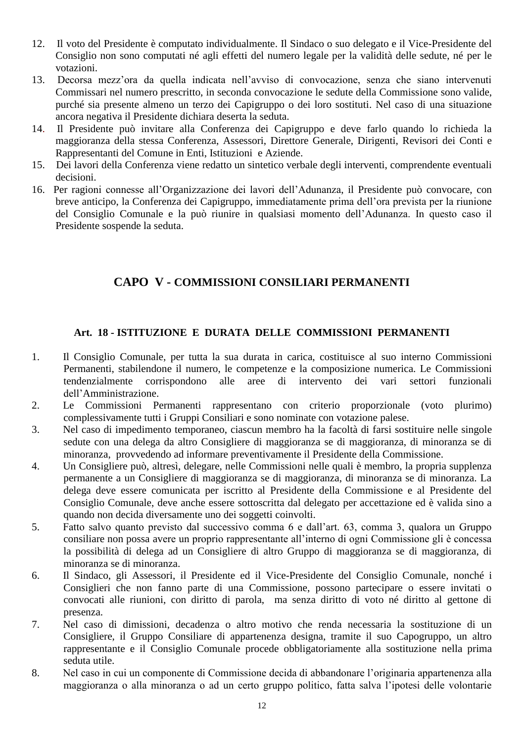12. Il voto del Presidente è computato individualmente. Il Sindaco o suo delegato e il Vice-Presidente del Consiglio non sono computati né agli effetti del numero legale per la validità delle sedute, né per le votazioni.
13. Decorsa mezz'ora da quella indicata nell'avviso di convocazione, senza che siano intervenuti Commissari nel numero prescritto, in seconda convocazione le sedute della Commissione sono valide, purché sia presente almeno un terzo dei Capigruppo o dei loro sostituti. Nel caso di una situazione ancora negativa il Presidente dichiara deserta la seduta.
14. Il Presidente può invitare alla Conferenza dei Capigruppo e deve farlo quando lo richieda la maggioranza della stessa Conferenza, Assessori, Direttore Generale, Dirigenti, Revisori dei Conti e Rappresentanti del Comune in Enti, Istituzioni e Aziende.
15. Dei lavori della Conferenza viene redatto un sintetico verbale degli interventi, comprendente eventuali decisioni.
16. Per ragioni connesse all'Organizzazione dei lavori dell'Adunanza, il Presidente può convocare, con breve anticipo, la Conferenza dei Capigruppo, immediatamente prima dell'ora prevista per la riunione del Consiglio Comunale e la può riunire in qualsiasi momento dell'Adunanza. In questo caso il Presidente sospende la seduta.

## CAPO V - COMMISSIONI CONSILIARI PERMANENTI

### Art. 18 - ISTITUZIONE E DURATA DELLE COMMISSIONI PERMANENTI

1. Il Consiglio Comunale, per tutta la sua durata in carica, costituisce al suo interno Commissioni Permanenti, stabilendone il numero, le competenze e la composizione numerica. Le Commissioni tendenzialmente corrispondono alle aree di intervento dei vari settori funzionali dell'Amministrazione.
2. Le Commissioni Permanenti rappresentano con criterio proporzionale (voto plurimo) complessivamente tutti i Gruppi Consiliari e sono nominate con votazione palese.
3. Nel caso di impedimento temporaneo, ciascun membro ha la facoltà di farsi sostituire nelle singole sedute con una delega da altro Consigliere di maggioranza se di maggioranza, di minoranza se di minoranza, provvedendo ad informare preventivamente il Presidente della Commissione.
4. Un Consigliere può, altresì, delegare, nelle Commissioni nelle quali è membro, la propria supplenza permanente a un Consigliere di maggioranza se di maggioranza, di minoranza se di minoranza. La delega deve essere comunicata per iscritto al Presidente della Commissione e al Presidente del Consiglio Comunale, deve anche essere sottoscritta dal delegato per accettazione ed è valida sino a quando non decida diversamente uno dei soggetti coinvolti.
5. Fatto salvo quanto previsto dal successivo comma 6 e dall'art. 63, comma 3, qualora un Gruppo consiliare non possa avere un proprio rappresentante all'interno di ogni Commissione gli è concessa la possibilità di delega ad un Consigliere di altro Gruppo di maggioranza se di maggioranza, di minoranza se di minoranza.
6. Il Sindaco, gli Assessori, il Presidente ed il Vice-Presidente del Consiglio Comunale, nonché i Consiglieri che non fanno parte di una Commissione, possono partecipare o essere invitati o convocati alle riunioni, con diritto di parola, ma senza diritto di voto né diritto al gettone di presenza.
7. Nel caso di dimissioni, decadenza o altro motivo che renda necessaria la sostituzione di un Consigliere, il Gruppo Consiliare di appartenenza designa, tramite il suo Capogruppo, un altro rappresentante e il Consiglio Comunale procede obbligatoriamente alla sostituzione nella prima seduta utile.
8. Nel caso in cui un componente di Commissione decida di abbandonare l'originaria appartenenza alla maggioranza o alla minoranza o ad un certo gruppo politico, fatta salva l'ipotesi delle volontarie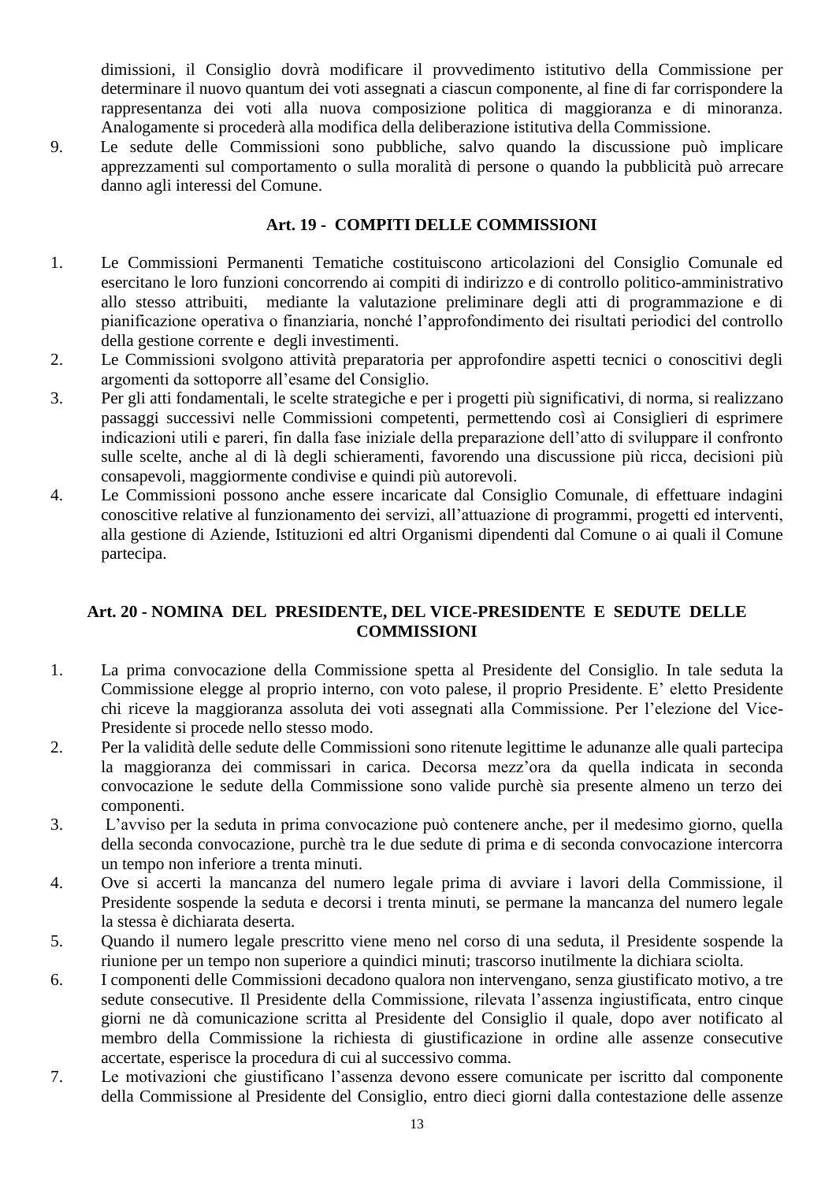dimissioni, il Consiglio dovrà modificare il provvedimento istitutivo della Commissione per determinare il nuovo quantum dei voti assegnati a ciascun componente, al fine di far corrispondere la rappresentanza dei voti alla nuova composizione politica di maggioranza e di minoranza. Analogamente si procederà alla modifica della deliberazione istitutiva della Commissione.

9. Le sedute delle Commissioni sono pubbliche, salvo quando la discussione può implicare apprezzamenti sul comportamento o sulla moralità di persone o quando la pubblicità può arrecare danno agli interessi del Comune.

## Art. 19 - COMPITI DELLE COMMISSIONI

1. Le Commissioni Permanenti Tematiche costituiscono articolazioni del Consiglio Comunale ed esercitano le loro funzioni concorrendo ai compiti di indirizzo e di controllo politico-amministrativo allo stesso attribuiti, mediante la valutazione preliminare degli atti di programmazione e di pianificazione operativa o finanziaria, nonché l'approfondimento dei risultati periodici del controllo della gestione corrente e degli investimenti.
2. Le Commissioni svolgono attività preparatoria per approfondire aspetti tecnici o conoscitivi degli argomenti da sottoporre all'esame del Consiglio.
3. Per gli atti fondamentali, le scelte strategiche e per i progetti più significativi, di norma, si realizzano passaggi successivi nelle Commissioni competenti, permettendo così ai Consiglieri di esprimere indicazioni utili e pareri, fin dalla fase iniziale della preparazione dell'atto di sviluppare il confronto sulle scelte, anche al di là degli schieramenti, favorendo una discussione più ricca, decisioni più consapevoli, maggiormente condivise e quindi più autorevoli.
4. Le Commissioni possono anche essere incaricate dal Consiglio Comunale, di effettuare indagini conoscitive relative al funzionamento dei servizi, all'attuazione di programmi, progetti ed interventi, alla gestione di Aziende, Istituzioni ed altri Organismi dipendenti dal Comune o ai quali il Comune partecipa.

## Art. 20 - NOMINA DEL PRESIDENTE, DEL VICE-PRESIDENTE E SEDUTE DELLE COMMISSIONI

1. La prima convocazione della Commissione spetta al Presidente del Consiglio. In tale seduta la Commissione elegge al proprio interno, con voto palese, il proprio Presidente. E' eletto Presidente chi riceve la maggioranza assoluta dei voti assegnati alla Commissione. Per l'elezione del Vice-Presidente si procede nello stesso modo.
2. Per la validità delle sedute delle Commissioni sono ritenute legittime le adunanze alle quali partecipa la maggioranza dei commissari in carica. Decorsa mezz'ora da quella indicata in seconda convocazione le sedute della Commissione sono valide purchè sia presente almeno un terzo dei componenti.
3. L'avviso per la seduta in prima convocazione può contenere anche, per il medesimo giorno, quella della seconda convocazione, purchè tra le due sedute di prima e di seconda convocazione intercorra un tempo non inferiore a trenta minuti.
4. Ove si accerti la mancanza del numero legale prima di avviare i lavori della Commissione, il Presidente sospende la seduta e decorsi i trenta minuti, se permane la mancanza del numero legale la stessa è dichiarata deserta.
5. Quando il numero legale prescritto viene meno nel corso di una seduta, il Presidente sospende la riunione per un tempo non superiore a quindici minuti; trascorso inutilmente la dichiara sciolta.
6. I componenti delle Commissioni decadono qualora non intervengano, senza giustificato motivo, a tre sedute consecutive. Il Presidente della Commissione, rilevata l'assenza ingiustificata, entro cinque giorni ne dà comunicazione scritta al Presidente del Consiglio il quale, dopo aver notificato al membro della Commissione la richiesta di giustificazione in ordine alle assenze consecutive accertate, esperisce la procedura di cui al successivo comma.
7. Le motivazioni che giustificano l'assenza devono essere comunicate per iscritto dal componente della Commissione al Presidente del Consiglio, entro dieci giorni dalla contestazione delle assenze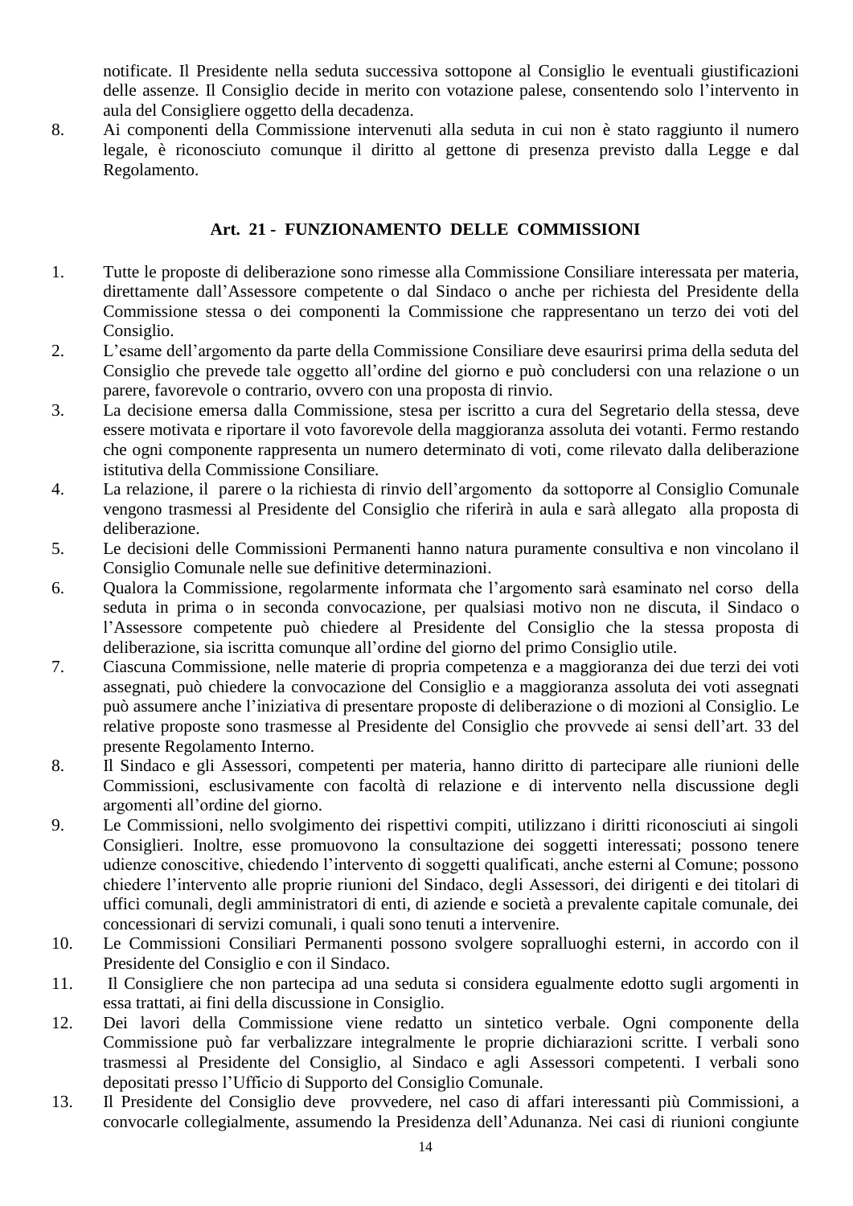notificate. Il Presidente nella seduta successiva sottopone al Consiglio le eventuali giustificazioni delle assenze. Il Consiglio decide in merito con votazione palese, consentendo solo l'intervento in aula del Consigliere oggetto della decadenza.

8. Ai componenti della Commissione intervenuti alla seduta in cui non è stato raggiunto il numero legale, è riconosciuto comunque il diritto al gettone di presenza previsto dalla Legge e dal Regolamento.

## Art. 21 - FUNZIONAMENTO DELLE COMMISSIONI

1. Tutte le proposte di deliberazione sono rimesse alla Commissione Consiliare interessata per materia, direttamente dall'Assessore competente o dal Sindaco o anche per richiesta del Presidente della Commissione stessa o dei componenti la Commissione che rappresentano un terzo dei voti del Consiglio.
2. L'esame dell'argomento da parte della Commissione Consiliare deve esaurirsi prima della seduta del Consiglio che prevede tale oggetto all'ordine del giorno e può concludersi con una relazione o un parere, favorevole o contrario, ovvero con una proposta di rinvio.
3. La decisione emersa dalla Commissione, stesa per iscritto a cura del Segretario della stessa, deve essere motivata e riportare il voto favorevole della maggioranza assoluta dei votanti. Fermo restando che ogni componente rappresenta un numero determinato di voti, come rilevato dalla deliberazione istitutiva della Commissione Consiliare.
4. La relazione, il parere o la richiesta di rinvio dell'argomento da sottoporre al Consiglio Comunale vengono trasmessi al Presidente del Consiglio che riferirà in aula e sarà allegato alla proposta di deliberazione.
5. Le decisioni delle Commissioni Permanenti hanno natura puramente consultiva e non vincolano il Consiglio Comunale nelle sue definitive determinazioni.
6. Qualora la Commissione, regolarmente informata che l'argomento sarà esaminato nel corso della seduta in prima o in seconda convocazione, per qualsiasi motivo non ne discuta, il Sindaco o l'Assessore competente può chiedere al Presidente del Consiglio che la stessa proposta di deliberazione, sia iscritta comunque all'ordine del giorno del primo Consiglio utile.
7. Ciascuna Commissione, nelle materie di propria competenza e a maggioranza dei due terzi dei voti assegnati, può chiedere la convocazione del Consiglio e a maggioranza assoluta dei voti assegnati può assumere anche l'iniziativa di presentare proposte di deliberazione o di mozioni al Consiglio. Le relative proposte sono trasmesse al Presidente del Consiglio che provvede ai sensi dell'art. 33 del presente Regolamento Interno.
8. Il Sindaco e gli Assessori, competenti per materia, hanno diritto di partecipare alle riunioni delle Commissioni, esclusivamente con facoltà di relazione e di intervento nella discussione degli argomenti all'ordine del giorno.
9. Le Commissioni, nello svolgimento dei rispettivi compiti, utilizzano i diritti riconosciuti ai singoli Consiglieri. Inoltre, esse promuovono la consultazione dei soggetti interessati; possono tenere udienze conoscitive, chiedendo l'intervento di soggetti qualificati, anche esterni al Comune; possono chiedere l'intervento alle proprie riunioni del Sindaco, degli Assessori, dei dirigenti e dei titolari di uffici comunali, degli amministratori di enti, di aziende e società a prevalente capitale comunale, dei concessionari di servizi comunali, i quali sono tenuti a intervenire.
10. Le Commissioni Consiliari Permanenti possono svolgere sopralluoghi esterni, in accordo con il Presidente del Consiglio e con il Sindaco.
11. Il Consigliere che non partecipa ad una seduta si considera egualmente edotto sugli argomenti in essa trattati, ai fini della discussione in Consiglio.
12. Dei lavori della Commissione viene redatto un sintetico verbale. Ogni componente della Commissione può far verbalizzare integralmente le proprie dichiarazioni scritte. I verbali sono trasmessi al Presidente del Consiglio, al Sindaco e agli Assessori competenti. I verbali sono depositati presso l'Ufficio di Supporto del Consiglio Comunale.
13. Il Presidente del Consiglio deve provvedere, nel caso di affari interessanti più Commissioni, a convocarle collegialmente, assumendo la Presidenza dell'Adunanza. Nei casi di riunioni congiunte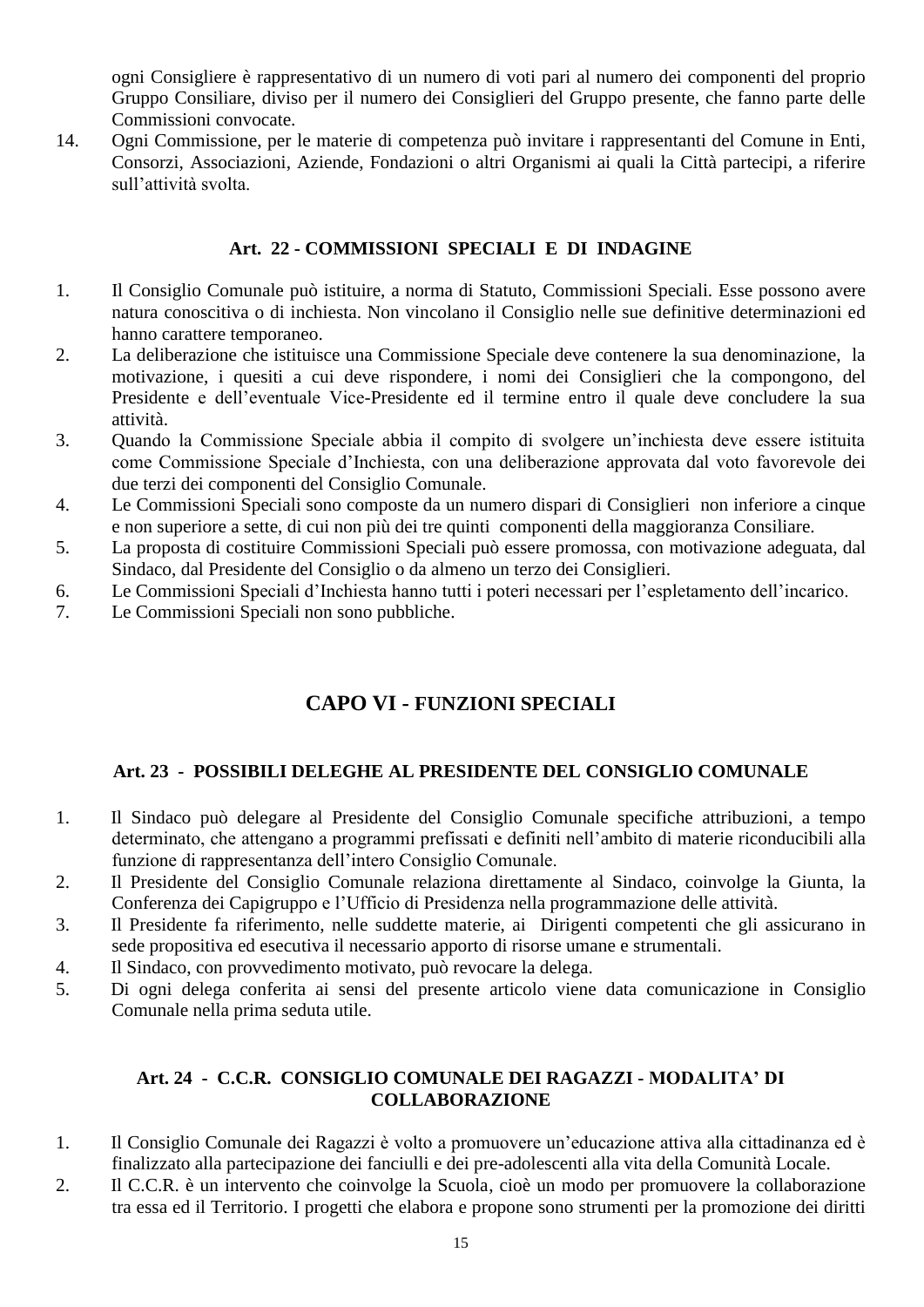ogni Consigliere è rappresentativo di un numero di voti pari al numero dei componenti del proprio Gruppo Consiliare, diviso per il numero dei Consiglieri del Gruppo presente, che fanno parte delle Commissioni convocate.

14. Ogni Commissione, per le materie di competenza può invitare i rappresentanti del Comune in Enti, Consorzi, Associazioni, Aziende, Fondazioni o altri Organismi ai quali la Città partecipi, a riferire sull'attività svolta.

### Art. 22 - COMMISSIONI SPECIALI E DI INDAGINE

1. Il Consiglio Comunale può istituire, a norma di Statuto, Commissioni Speciali. Esse possono avere natura conoscitiva o di inchiesta. Non vincolano il Consiglio nelle sue definitive determinazioni ed hanno carattere temporaneo.
2. La deliberazione che istituisce una Commissione Speciale deve contenere la sua denominazione, la motivazione, i quesiti a cui deve rispondere, i nomi dei Consiglieri che la compongono, del Presidente e dell'eventuale Vice-Presidente ed il termine entro il quale deve concludere la sua attività.
3. Quando la Commissione Speciale abbia il compito di svolgere un'inchiesta deve essere istituita come Commissione Speciale d'Inchiesta, con una deliberazione approvata dal voto favorevole dei due terzi dei componenti del Consiglio Comunale.
4. Le Commissioni Speciali sono composte da un numero dispari di Consiglieri non inferiore a cinque e non superiore a sette, di cui non più dei tre quinti componenti della maggioranza Consiliare.
5. La proposta di costituire Commissioni Speciali può essere promossa, con motivazione adeguata, dal Sindaco, dal Presidente del Consiglio o da almeno un terzo dei Consiglieri.
6. Le Commissioni Speciali d'Inchiesta hanno tutti i poteri necessari per l'espletamento dell'incarico.
7. Le Commissioni Speciali non sono pubbliche.

## CAPO VI - FUNZIONI SPECIALI

### Art. 23 - POSSIBILI DELEGHE AL PRESIDENTE DEL CONSIGLIO COMUNALE

1. Il Sindaco può delegare al Presidente del Consiglio Comunale specifiche attribuzioni, a tempo determinato, che attengano a programmi prefissati e definiti nell'ambito di materie riconducibili alla funzione di rappresentanza dell'intero Consiglio Comunale.
2. Il Presidente del Consiglio Comunale relaziona direttamente al Sindaco, coinvolge la Giunta, la Conferenza dei Capigruppo e l'Ufficio di Presidenza nella programmazione delle attività.
3. Il Presidente fa riferimento, nelle suddette materie, ai Dirigenti competenti che gli assicurano in sede propositiva ed esecutiva il necessario apporto di risorse umane e strumentali.
4. Il Sindaco, con provvedimento motivato, può revocare la delega.
5. Di ogni delega conferita ai sensi del presente articolo viene data comunicazione in Consiglio Comunale nella prima seduta utile.

### Art. 24 - C.C.R. CONSIGLIO COMUNALE DEI RAGAZZI - MODALITA' DI COLLABORAZIONE

1. Il Consiglio Comunale dei Ragazzi è volto a promuovere un'educazione attiva alla cittadinanza ed è finalizzato alla partecipazione dei fanciulli e dei pre-adolescenti alla vita della Comunità Locale.
2. Il C.C.R. è un intervento che coinvolge la Scuola, cioè un modo per promuovere la collaborazione tra essa ed il Territorio. I progetti che elabora e propone sono strumenti per la promozione dei diritti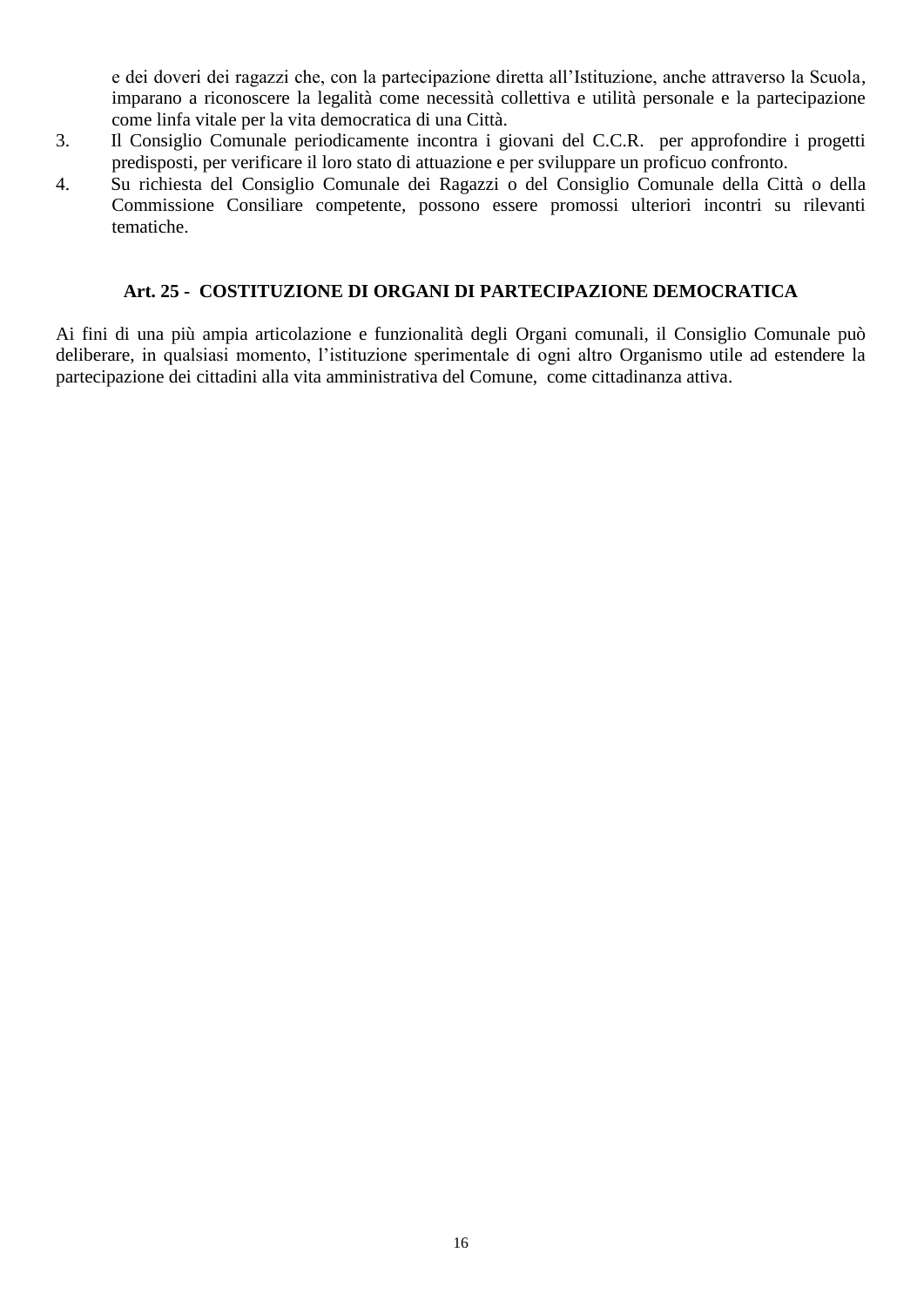e dei doveri dei ragazzi che, con la partecipazione diretta all'Istituzione, anche attraverso la Scuola, imparano a riconoscere la legalità come necessità collettiva e utilità personale e la partecipazione come linfa vitale per la vita democratica di una Città.

3. Il Consiglio Comunale periodicamente incontra i giovani del C.C.R. per approfondire i progetti predisposti, per verificare il loro stato di attuazione e per sviluppare un proficuo confronto.
4. Su richiesta del Consiglio Comunale dei Ragazzi o del Consiglio Comunale della Città o della Commissione Consiliare competente, possono essere promossi ulteriori incontri su rilevanti tematiche.

### Art. 25 - COSTITUZIONE DI ORGANI DI PARTECIPAZIONE DEMOCRATICA

Ai fini di una più ampia articolazione e funzionalità degli Organi comunali, il Consiglio Comunale può deliberare, in qualsiasi momento, l'istituzione sperimentale di ogni altro Organismo utile ad estendere la partecipazione dei cittadini alla vita amministrativa del Comune, come cittadinanza attiva.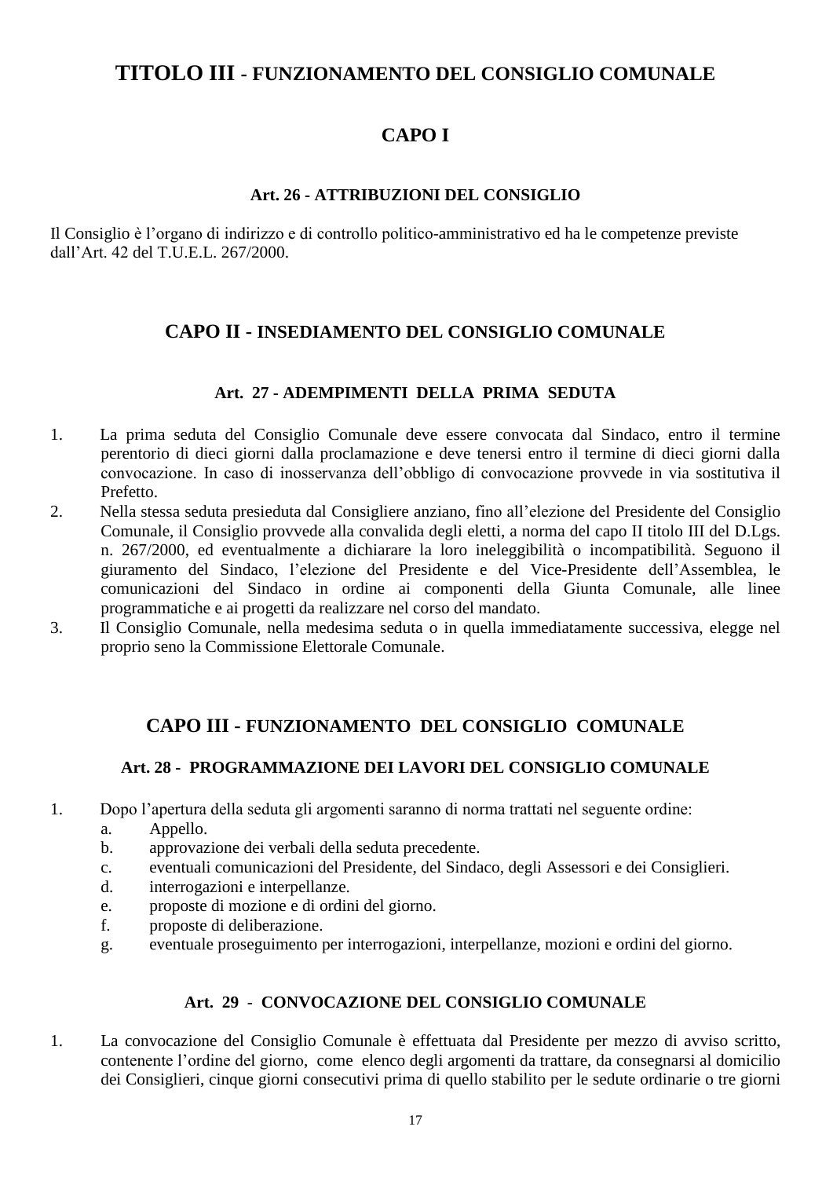# TITOLO III - FUNZIONAMENTO DEL CONSIGLIO COMUNALE

## CAPO I

### Art. 26 - ATTRIBUZIONI DEL CONSIGLIO

Il Consiglio è l'organo di indirizzo e di controllo politico-amministrativo ed ha le competenze previste dall'Art. 42 del T.U.E.L. 267/2000.

## CAPO II - INSEDIAMENTO DEL CONSIGLIO COMUNALE

### Art. 27 - ADEMPIMENTI DELLA PRIMA SEDUTA

1. La prima seduta del Consiglio Comunale deve essere convocata dal Sindaco, entro il termine perentorio di dieci giorni dalla proclamazione e deve tenersi entro il termine di dieci giorni dalla convocazione. In caso di inosservanza dell'obbligo di convocazione provvede in via sostitutiva il Prefetto.
2. Nella stessa seduta presieduta dal Consigliere anziano, fino all'elezione del Presidente del Consiglio Comunale, il Consiglio provvede alla convalida degli eletti, a norma del capo II titolo III del D.Lgs. n. 267/2000, ed eventualmente a dichiarare la loro ineleggibilità o incompatibilità. Seguono il giuramento del Sindaco, l'elezione del Presidente e del Vice-Presidente dell'Assemblea, le comunicazioni del Sindaco in ordine ai componenti della Giunta Comunale, alle linee programmatiche e ai progetti da realizzare nel corso del mandato.
3. Il Consiglio Comunale, nella medesima seduta o in quella immediatamente successiva, elegge nel proprio seno la Commissione Elettorale Comunale.

## CAPO III - FUNZIONAMENTO DEL CONSIGLIO COMUNALE

### Art. 28 - PROGRAMMAZIONE DEI LAVORI DEL CONSIGLIO COMUNALE

1. Dopo l'apertura della seduta gli argomenti saranno di norma trattati nel seguente ordine:
   a. Appello.
   b. approvazione dei verbali della seduta precedente.
   c. eventuali comunicazioni del Presidente, del Sindaco, degli Assessori e dei Consiglieri.
   d. interrogazioni e interpellanze.
   e. proposte di mozione e di ordini del giorno.
   f. proposte di deliberazione.
   g. eventuale proseguimento per interrogazioni, interpellanze, mozioni e ordini del giorno.

### Art. 29 - CONVOCAZIONE DEL CONSIGLIO COMUNALE

1. La convocazione del Consiglio Comunale è effettuata dal Presidente per mezzo di avviso scritto, contenente l'ordine del giorno, come elenco degli argomenti da trattare, da consegnarsi al domicilio dei Consiglieri, cinque giorni consecutivi prima di quello stabilito per le sedute ordinarie o tre giorni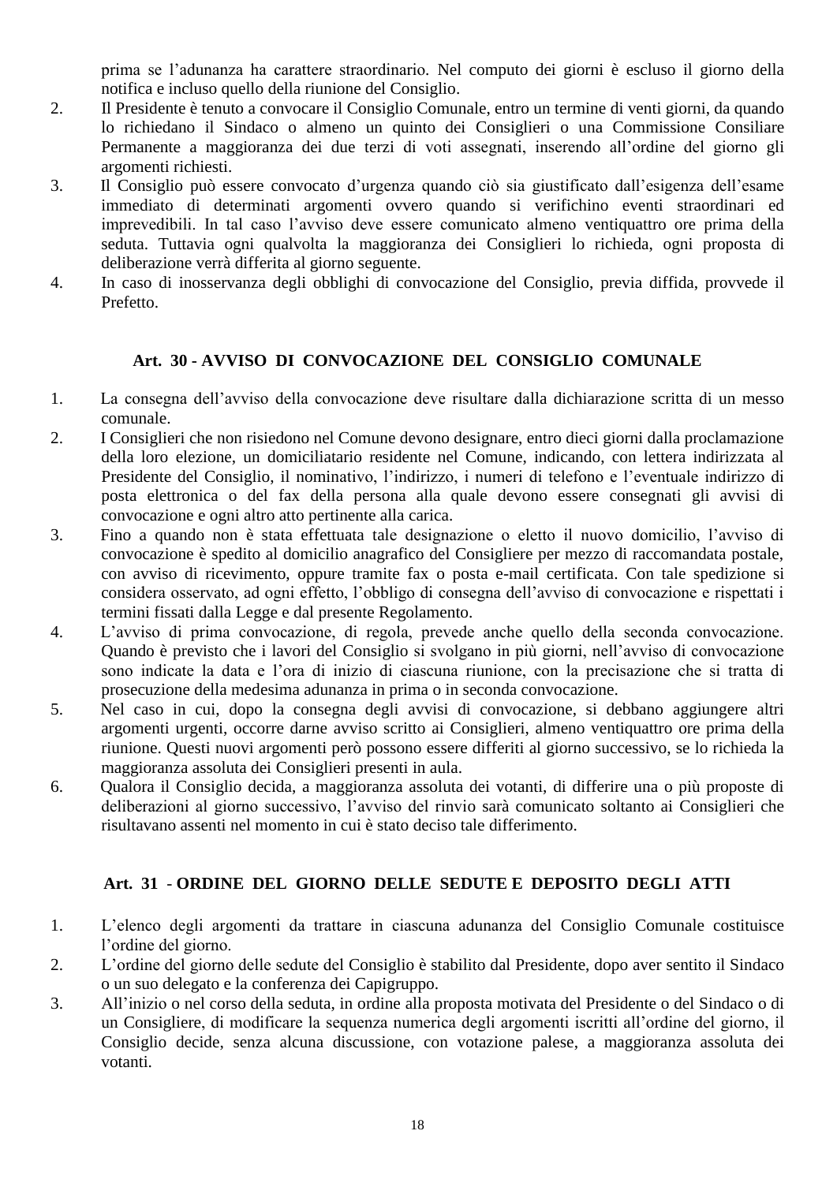prima se l'adunanza ha carattere straordinario. Nel computo dei giorni è escluso il giorno della notifica e incluso quello della riunione del Consiglio.

2. Il Presidente è tenuto a convocare il Consiglio Comunale, entro un termine di venti giorni, da quando lo richiedano il Sindaco o almeno un quinto dei Consiglieri o una Commissione Consiliare Permanente a maggioranza dei due terzi di voti assegnati, inserendo all'ordine del giorno gli argomenti richiesti.
3. Il Consiglio può essere convocato d'urgenza quando ciò sia giustificato dall'esigenza dell'esame immediato di determinati argomenti ovvero quando si verifichino eventi straordinari ed imprevedibili. In tal caso l'avviso deve essere comunicato almeno ventiquattro ore prima della seduta. Tuttavia ogni qualvolta la maggioranza dei Consiglieri lo richieda, ogni proposta di deliberazione verrà differita al giorno seguente.
4. In caso di inosservanza degli obblighi di convocazione del Consiglio, previa diffida, provvede il Prefetto.

### Art. 30 - AVVISO DI CONVOCAZIONE DEL CONSIGLIO COMUNALE

1. La consegna dell'avviso della convocazione deve risultare dalla dichiarazione scritta di un messo comunale.
2. I Consiglieri che non risiedono nel Comune devono designare, entro dieci giorni dalla proclamazione della loro elezione, un domiciliatario residente nel Comune, indicando, con lettera indirizzata al Presidente del Consiglio, il nominativo, l'indirizzo, i numeri di telefono e l'eventuale indirizzo di posta elettronica o del fax della persona alla quale devono essere consegnati gli avvisi di convocazione e ogni altro atto pertinente alla carica.
3. Fino a quando non è stata effettuata tale designazione o eletto il nuovo domicilio, l'avviso di convocazione è spedito al domicilio anagrafico del Consigliere per mezzo di raccomandata postale, con avviso di ricevimento, oppure tramite fax o posta e-mail certificata. Con tale spedizione si considera osservato, ad ogni effetto, l'obbligo di consegna dell'avviso di convocazione e rispettati i termini fissati dalla Legge e dal presente Regolamento.
4. L'avviso di prima convocazione, di regola, prevede anche quello della seconda convocazione. Quando è previsto che i lavori del Consiglio si svolgano in più giorni, nell'avviso di convocazione sono indicate la data e l'ora di inizio di ciascuna riunione, con la precisazione che si tratta di prosecuzione della medesima adunanza in prima o in seconda convocazione.
5. Nel caso in cui, dopo la consegna degli avvisi di convocazione, si debbano aggiungere altri argomenti urgenti, occorre darne avviso scritto ai Consiglieri, almeno ventiquattro ore prima della riunione. Questi nuovi argomenti però possono essere differiti al giorno successivo, se lo richieda la maggioranza assoluta dei Consiglieri presenti in aula.
6. Qualora il Consiglio decida, a maggioranza assoluta dei votanti, di differire una o più proposte di deliberazioni al giorno successivo, l'avviso del rinvio sarà comunicato soltanto ai Consiglieri che risultavano assenti nel momento in cui è stato deciso tale differimento.

### Art. 31 - ORDINE DEL GIORNO DELLE SEDUTE E DEPOSITO DEGLI ATTI

1. L'elenco degli argomenti da trattare in ciascuna adunanza del Consiglio Comunale costituisce l'ordine del giorno.
2. L'ordine del giorno delle sedute del Consiglio è stabilito dal Presidente, dopo aver sentito il Sindaco o un suo delegato e la conferenza dei Capigruppo.
3. All'inizio o nel corso della seduta, in ordine alla proposta motivata del Presidente o del Sindaco o di un Consigliere, di modificare la sequenza numerica degli argomenti iscritti all'ordine del giorno, il Consiglio decide, senza alcuna discussione, con votazione palese, a maggioranza assoluta dei votanti.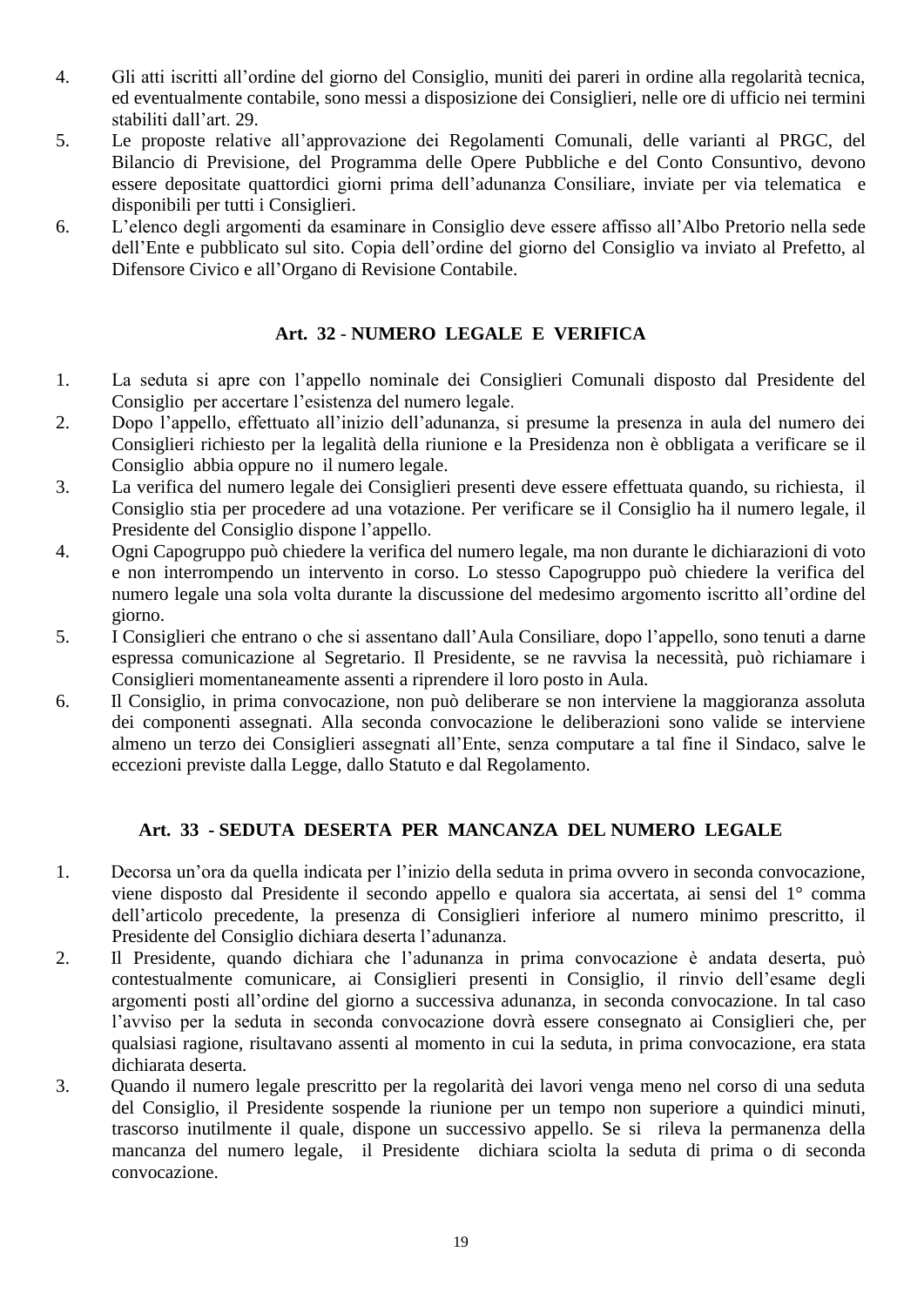4. Gli atti iscritti all'ordine del giorno del Consiglio, muniti dei pareri in ordine alla regolarità tecnica, ed eventualmente contabile, sono messi a disposizione dei Consiglieri, nelle ore di ufficio nei termini stabiliti dall'art. 29.
5. Le proposte relative all'approvazione dei Regolamenti Comunali, delle varianti al PRGC, del Bilancio di Previsione, del Programma delle Opere Pubbliche e del Conto Consuntivo, devono essere depositate quattordici giorni prima dell'adunanza Consiliare, inviate per via telematica e disponibili per tutti i Consiglieri.
6. L'elenco degli argomenti da esaminare in Consiglio deve essere affisso all'Albo Pretorio nella sede dell'Ente e pubblicato sul sito. Copia dell'ordine del giorno del Consiglio va inviato al Prefetto, al Difensore Civico e all'Organo di Revisione Contabile.

### Art. 32 - NUMERO LEGALE E VERIFICA

1. La seduta si apre con l'appello nominale dei Consiglieri Comunali disposto dal Presidente del Consiglio per accertare l'esistenza del numero legale.
2. Dopo l'appello, effettuato all'inizio dell'adunanza, si presume la presenza in aula del numero dei Consiglieri richiesto per la legalità della riunione e la Presidenza non è obbligata a verificare se il Consiglio abbia oppure no il numero legale.
3. La verifica del numero legale dei Consiglieri presenti deve essere effettuata quando, su richiesta, il Consiglio stia per procedere ad una votazione. Per verificare se il Consiglio ha il numero legale, il Presidente del Consiglio dispone l'appello.
4. Ogni Capogruppo può chiedere la verifica del numero legale, ma non durante le dichiarazioni di voto e non interrompendo un intervento in corso. Lo stesso Capogruppo può chiedere la verifica del numero legale una sola volta durante la discussione del medesimo argomento iscritto all'ordine del giorno.
5. I Consiglieri che entrano o che si assentano dall'Aula Consiliare, dopo l'appello, sono tenuti a darne espressa comunicazione al Segretario. Il Presidente, se ne ravvisa la necessità, può richiamare i Consiglieri momentaneamente assenti a riprendere il loro posto in Aula.
6. Il Consiglio, in prima convocazione, non può deliberare se non interviene la maggioranza assoluta dei componenti assegnati. Alla seconda convocazione le deliberazioni sono valide se interviene almeno un terzo dei Consiglieri assegnati all'Ente, senza computare a tal fine il Sindaco, salve le eccezioni previste dalla Legge, dallo Statuto e dal Regolamento.

### Art. 33 - SEDUTA DESERTA PER MANCANZA DEL NUMERO LEGALE

1. Decorsa un'ora da quella indicata per l'inizio della seduta in prima ovvero in seconda convocazione, viene disposto dal Presidente il secondo appello e qualora sia accertata, ai sensi del 1° comma dell'articolo precedente, la presenza di Consiglieri inferiore al numero minimo prescritto, il Presidente del Consiglio dichiara deserta l'adunanza.
2. Il Presidente, quando dichiara che l'adunanza in prima convocazione è andata deserta, può contestualmente comunicare, ai Consiglieri presenti in Consiglio, il rinvio dell'esame degli argomenti posti all'ordine del giorno a successiva adunanza, in seconda convocazione. In tal caso l'avviso per la seduta in seconda convocazione dovrà essere consegnato ai Consiglieri che, per qualsiasi ragione, risultavano assenti al momento in cui la seduta, in prima convocazione, era stata dichiarata deserta.
3. Quando il numero legale prescritto per la regolarità dei lavori venga meno nel corso di una seduta del Consiglio, il Presidente sospende la riunione per un tempo non superiore a quindici minuti, trascorso inutilmente il quale, dispone un successivo appello. Se si rileva la permanenza della mancanza del numero legale, il Presidente dichiara sciolta la seduta di prima o di seconda convocazione.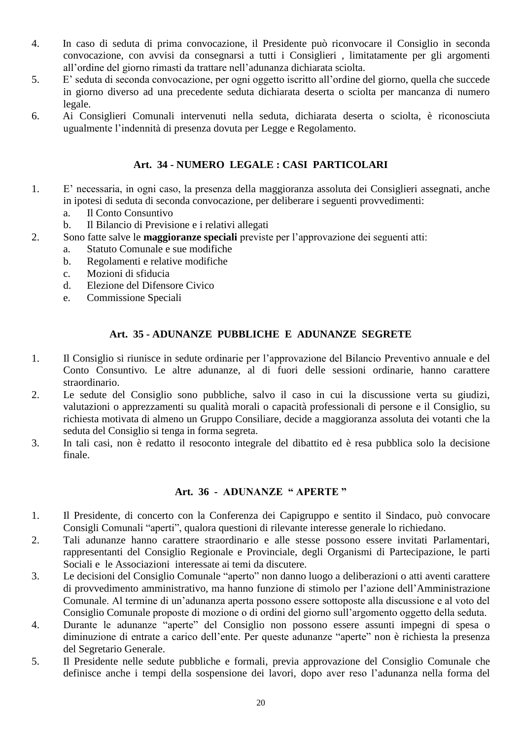4. In caso di seduta di prima convocazione, il Presidente può riconvocare il Consiglio in seconda convocazione, con avvisi da consegnarsi a tutti i Consiglieri , limitatamente per gli argomenti all'ordine del giorno rimasti da trattare nell'adunanza dichiarata sciolta.
5. E' seduta di seconda convocazione, per ogni oggetto iscritto all'ordine del giorno, quella che succede in giorno diverso ad una precedente seduta dichiarata deserta o sciolta per mancanza di numero legale.
6. Ai Consiglieri Comunali intervenuti nella seduta, dichiarata deserta o sciolta, è riconosciuta ugualmente l'indennità di presenza dovuta per Legge e Regolamento.

### Art. 34 - NUMERO LEGALE : CASI PARTICOLARI

1. E' necessaria, in ogni caso, la presenza della maggioranza assoluta dei Consiglieri assegnati, anche in ipotesi di seduta di seconda convocazione, per deliberare i seguenti provvedimenti:
   a. Il Conto Consuntivo
   b. Il Bilancio di Previsione e i relativi allegati
2. Sono fatte salve le **maggioranze speciali** previste per l'approvazione dei seguenti atti:
   a. Statuto Comunale e sue modifiche
   b. Regolamenti e relative modifiche
   c. Mozioni di sfiducia
   d. Elezione del Difensore Civico
   e. Commissione Speciali

### Art. 35 - ADUNANZE PUBBLICHE E ADUNANZE SEGRETE

1. Il Consiglio si riunisce in sedute ordinarie per l'approvazione del Bilancio Preventivo annuale e del Conto Consuntivo. Le altre adunanze, al di fuori delle sessioni ordinarie, hanno carattere straordinario.
2. Le sedute del Consiglio sono pubbliche, salvo il caso in cui la discussione verta su giudizi, valutazioni o apprezzamenti su qualità morali o capacità professionali di persone e il Consiglio, su richiesta motivata di almeno un Gruppo Consiliare, decide a maggioranza assoluta dei votanti che la seduta del Consiglio si tenga in forma segreta.
3. In tali casi, non è redatto il resoconto integrale del dibattito ed è resa pubblica solo la decisione finale.

### Art. 36 - ADUNANZE " APERTE "

1. Il Presidente, di concerto con la Conferenza dei Capigruppo e sentito il Sindaco, può convocare Consigli Comunali "aperti", qualora questioni di rilevante interesse generale lo richiedano.
2. Tali adunanze hanno carattere straordinario e alle stesse possono essere invitati Parlamentari, rappresentanti del Consiglio Regionale e Provinciale, degli Organismi di Partecipazione, le parti Sociali e le Associazioni interessate ai temi da discutere.
3. Le decisioni del Consiglio Comunale "aperto" non danno luogo a deliberazioni o atti aventi carattere di provvedimento amministrativo, ma hanno funzione di stimolo per l'azione dell'Amministrazione Comunale. Al termine di un'adunanza aperta possono essere sottoposte alla discussione e al voto del Consiglio Comunale proposte di mozione o di ordini del giorno sull'argomento oggetto della seduta.
4. Durante le adunanze "aperte" del Consiglio non possono essere assunti impegni di spesa o diminuzione di entrate a carico dell'ente. Per queste adunanze "aperte" non è richiesta la presenza del Segretario Generale.
5. Il Presidente nelle sedute pubbliche e formali, previa approvazione del Consiglio Comunale che definisce anche i tempi della sospensione dei lavori, dopo aver reso l'adunanza nella forma del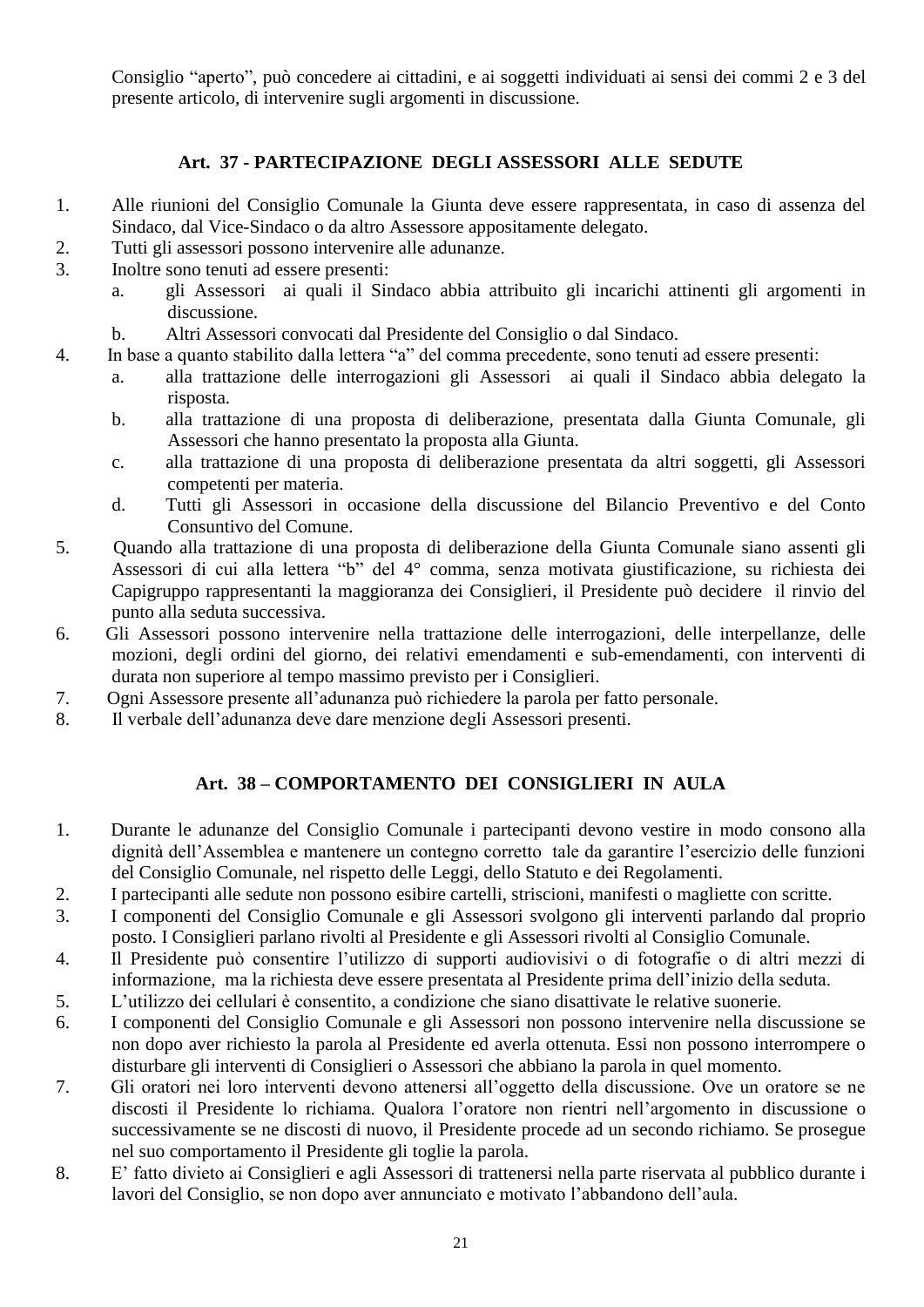Consiglio “aperto”, può concedere ai cittadini, e ai soggetti individuati ai sensi dei commi 2 e 3 del presente articolo, di intervenire sugli argomenti in discussione.

### Art. 37 - PARTECIPAZIONE DEGLI ASSESSORI ALLE SEDUTE

1. Alle riunioni del Consiglio Comunale la Giunta deve essere rappresentata, in caso di assenza del Sindaco, dal Vice-Sindaco o da altro Assessore appositamente delegato.
2. Tutti gli assessori possono intervenire alle adunanze.
3. Inoltre sono tenuti ad essere presenti:
   a. gli Assessori ai quali il Sindaco abbia attribuito gli incarichi attinenti gli argomenti in discussione.
   b. Altri Assessori convocati dal Presidente del Consiglio o dal Sindaco.
4. In base a quanto stabilito dalla lettera “a” del comma precedente, sono tenuti ad essere presenti:
   a. alla trattazione delle interrogazioni gli Assessori ai quali il Sindaco abbia delegato la risposta.
   b. alla trattazione di una proposta di deliberazione, presentata dalla Giunta Comunale, gli Assessori che hanno presentato la proposta alla Giunta.
   c. alla trattazione di una proposta di deliberazione presentata da altri soggetti, gli Assessori competenti per materia.
   d. Tutti gli Assessori in occasione della discussione del Bilancio Preventivo e del Conto Consuntivo del Comune.
5. Quando alla trattazione di una proposta di deliberazione della Giunta Comunale siano assenti gli Assessori di cui alla lettera “b” del 4° comma, senza motivata giustificazione, su richiesta dei Capigruppo rappresentanti la maggioranza dei Consiglieri, il Presidente può decidere il rinvio del punto alla seduta successiva.
6. Gli Assessori possono intervenire nella trattazione delle interrogazioni, delle interpellanze, delle mozioni, degli ordini del giorno, dei relativi emendamenti e sub-emendamenti, con interventi di durata non superiore al tempo massimo previsto per i Consiglieri.
7. Ogni Assessore presente all’adunanza può richiedere la parola per fatto personale.
8. Il verbale dell’adunanza deve dare menzione degli Assessori presenti.

### Art. 38 – COMPORTAMENTO DEI CONSIGLIERI IN AULA

1. Durante le adunanze del Consiglio Comunale i partecipanti devono vestire in modo consono alla dignità dell’Assemblea e mantenere un contegno corretto tale da garantire l’esercizio delle funzioni del Consiglio Comunale, nel rispetto delle Leggi, dello Statuto e dei Regolamenti.
2. I partecipanti alle sedute non possono esibire cartelli, striscioni, manifesti o magliette con scritte.
3. I componenti del Consiglio Comunale e gli Assessori svolgono gli interventi parlando dal proprio posto. I Consiglieri parlano rivolti al Presidente e gli Assessori rivolti al Consiglio Comunale.
4. Il Presidente può consentire l’utilizzo di supporti audiovisivi o di fotografie o di altri mezzi di informazione, ma la richiesta deve essere presentata al Presidente prima dell’inizio della seduta.
5. L’utilizzo dei cellulari è consentito, a condizione che siano disattivate le relative suonerie.
6. I componenti del Consiglio Comunale e gli Assessori non possono intervenire nella discussione se non dopo aver richiesto la parola al Presidente ed averla ottenuta. Essi non possono interrompere o disturbare gli interventi di Consiglieri o Assessori che abbiano la parola in quel momento.
7. Gli oratori nei loro interventi devono attenersi all’oggetto della discussione. Ove un oratore se ne discosti il Presidente lo richiama. Qualora l’oratore non rientri nell’argomento in discussione o successivamente se ne discosti di nuovo, il Presidente procede ad un secondo richiamo. Se prosegue nel suo comportamento il Presidente gli toglie la parola.
8. E’ fatto divieto ai Consiglieri e agli Assessori di trattenersi nella parte riservata al pubblico durante i lavori del Consiglio, se non dopo aver annunciato e motivato l’abbandono dell’aula.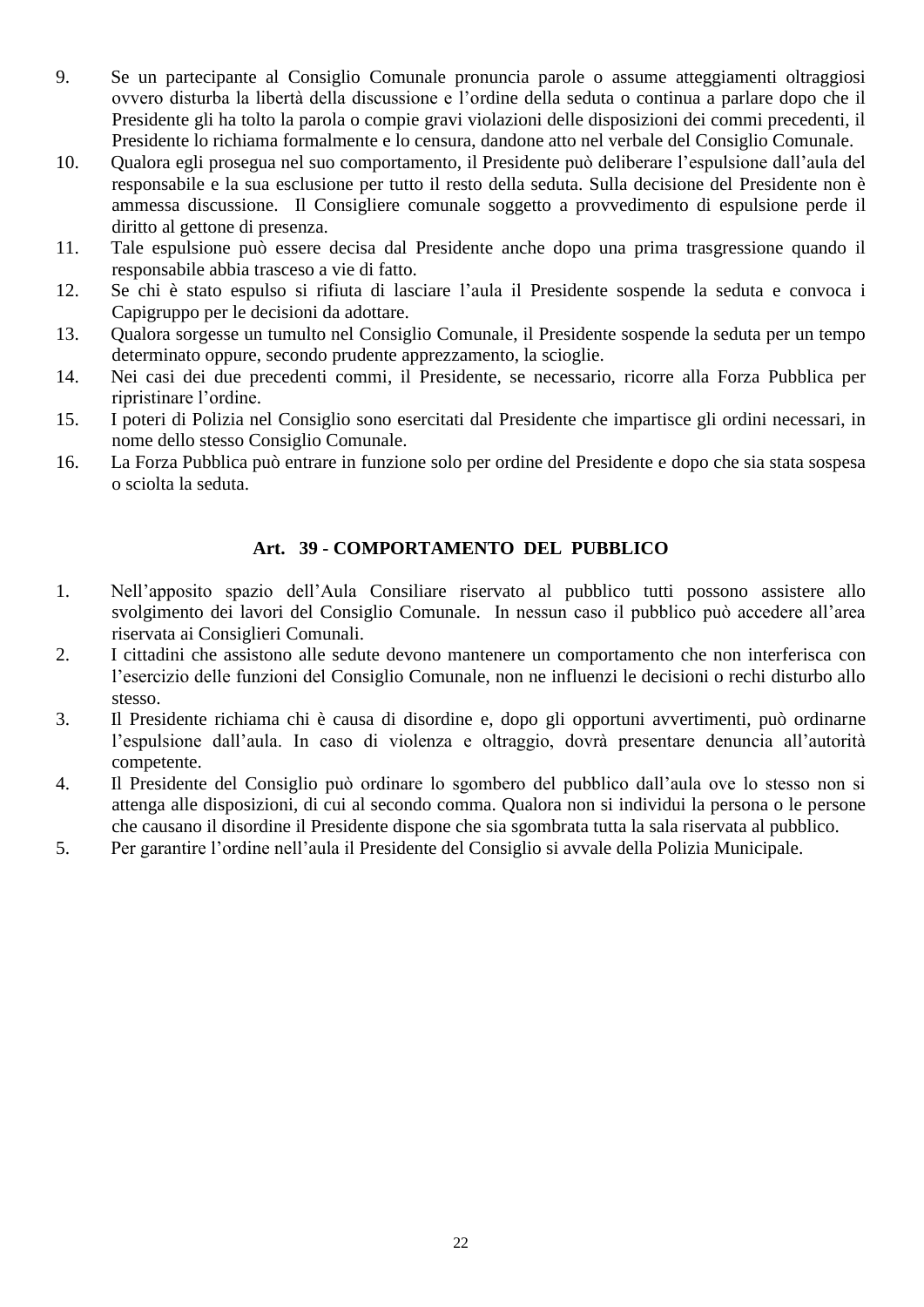9. Se un partecipante al Consiglio Comunale pronuncia parole o assume atteggiamenti oltraggiosi ovvero disturba la libertà della discussione e l'ordine della seduta o continua a parlare dopo che il Presidente gli ha tolto la parola o compie gravi violazioni delle disposizioni dei commi precedenti, il Presidente lo richiama formalmente e lo censura, dandone atto nel verbale del Consiglio Comunale.
10. Qualora egli prosegua nel suo comportamento, il Presidente può deliberare l'espulsione dall'aula del responsabile e la sua esclusione per tutto il resto della seduta. Sulla decisione del Presidente non è ammessa discussione. Il Consigliere comunale soggetto a provvedimento di espulsione perde il diritto al gettone di presenza.
11. Tale espulsione può essere decisa dal Presidente anche dopo una prima trasgressione quando il responsabile abbia trasceso a vie di fatto.
12. Se chi è stato espulso si rifiuta di lasciare l'aula il Presidente sospende la seduta e convoca i Capigruppo per le decisioni da adottare.
13. Qualora sorgesse un tumulto nel Consiglio Comunale, il Presidente sospende la seduta per un tempo determinato oppure, secondo prudente apprezzamento, la scioglie.
14. Nei casi dei due precedenti commi, il Presidente, se necessario, ricorre alla Forza Pubblica per ripristinare l'ordine.
15. I poteri di Polizia nel Consiglio sono esercitati dal Presidente che impartisce gli ordini necessari, in nome dello stesso Consiglio Comunale.
16. La Forza Pubblica può entrare in funzione solo per ordine del Presidente e dopo che sia stata sospesa o sciolta la seduta.

## Art. 39 - COMPORTAMENTO DEL PUBBLICO

1. Nell'apposito spazio dell'Aula Consiliare riservato al pubblico tutti possono assistere allo svolgimento dei lavori del Consiglio Comunale. In nessun caso il pubblico può accedere all'area riservata ai Consiglieri Comunali.
2. I cittadini che assistono alle sedute devono mantenere un comportamento che non interferisca con l'esercizio delle funzioni del Consiglio Comunale, non ne influenzi le decisioni o rechi disturbo allo stesso.
3. Il Presidente richiama chi è causa di disordine e, dopo gli opportuni avvertimenti, può ordinarne l'espulsione dall'aula. In caso di violenza e oltraggio, dovrà presentare denuncia all'autorità competente.
4. Il Presidente del Consiglio può ordinare lo sgombero del pubblico dall'aula ove lo stesso non si attenga alle disposizioni, di cui al secondo comma. Qualora non si individui la persona o le persone che causano il disordine il Presidente dispone che sia sgombrata tutta la sala riservata al pubblico.
5. Per garantire l'ordine nell'aula il Presidente del Consiglio si avvale della Polizia Municipale.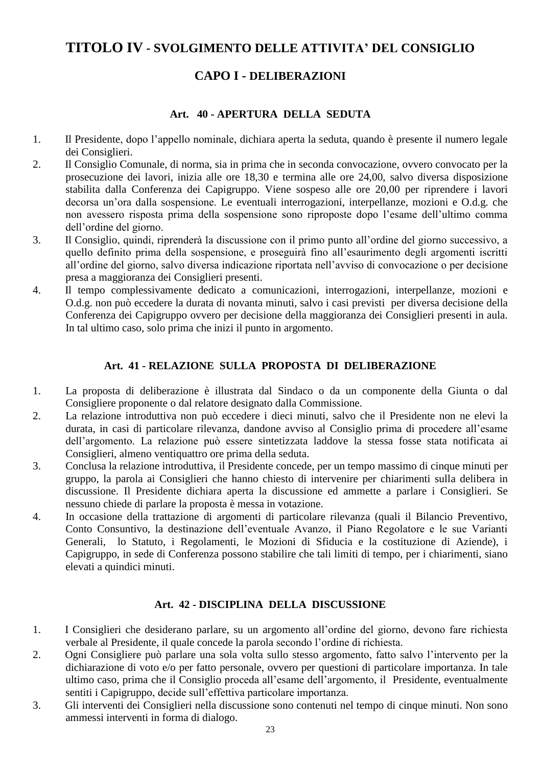# TITOLO IV - SVOLGIMENTO DELLE ATTIVITA' DEL CONSIGLIO

## CAPO I - DELIBERAZIONI

### Art. 40 - APERTURA DELLA SEDUTA

1. Il Presidente, dopo l'appello nominale, dichiara aperta la seduta, quando è presente il numero legale dei Consiglieri.
2. Il Consiglio Comunale, di norma, sia in prima che in seconda convocazione, ovvero convocato per la prosecuzione dei lavori, inizia alle ore 18,30 e termina alle ore 24,00, salvo diversa disposizione stabilita dalla Conferenza dei Capigruppo. Viene sospeso alle ore 20,00 per riprendere i lavori decorsa un'ora dalla sospensione. Le eventuali interrogazioni, interpellanze, mozioni e O.d.g. che non avessero risposta prima della sospensione sono riproposte dopo l'esame dell'ultimo comma dell'ordine del giorno.
3. Il Consiglio, quindi, riprenderà la discussione con il primo punto all'ordine del giorno successivo, a quello definito prima della sospensione, e proseguirà fino all'esaurimento degli argomenti iscritti all'ordine del giorno, salvo diversa indicazione riportata nell'avviso di convocazione o per decisione presa a maggioranza dei Consiglieri presenti.
4. Il tempo complessivamente dedicato a comunicazioni, interrogazioni, interpellanze, mozioni e O.d.g. non può eccedere la durata di novanta minuti, salvo i casi previsti per diversa decisione della Conferenza dei Capigruppo ovvero per decisione della maggioranza dei Consiglieri presenti in aula. In tal ultimo caso, solo prima che inizi il punto in argomento.

### Art. 41 - RELAZIONE SULLA PROPOSTA DI DELIBERAZIONE

1. La proposta di deliberazione è illustrata dal Sindaco o da un componente della Giunta o dal Consigliere proponente o dal relatore designato dalla Commissione.
2. La relazione introduttiva non può eccedere i dieci minuti, salvo che il Presidente non ne elevi la durata, in casi di particolare rilevanza, dandone avviso al Consiglio prima di procedere all'esame dell'argomento. La relazione può essere sintetizzata laddove la stessa fosse stata notificata ai Consiglieri, almeno ventiquattro ore prima della seduta.
3. Conclusa la relazione introduttiva, il Presidente concede, per un tempo massimo di cinque minuti per gruppo, la parola ai Consiglieri che hanno chiesto di intervenire per chiarimenti sulla delibera in discussione. Il Presidente dichiara aperta la discussione ed ammette a parlare i Consiglieri. Se nessuno chiede di parlare la proposta è messa in votazione.
4. In occasione della trattazione di argomenti di particolare rilevanza (quali il Bilancio Preventivo, Conto Consuntivo, la destinazione dell'eventuale Avanzo, il Piano Regolatore e le sue Varianti Generali, lo Statuto, i Regolamenti, le Mozioni di Sfiducia e la costituzione di Aziende), i Capigruppo, in sede di Conferenza possono stabilire che tali limiti di tempo, per i chiarimenti, siano elevati a quindici minuti.

### Art. 42 - DISCIPLINA DELLA DISCUSSIONE

1. I Consiglieri che desiderano parlare, su un argomento all'ordine del giorno, devono fare richiesta verbale al Presidente, il quale concede la parola secondo l'ordine di richiesta.
2. Ogni Consigliere può parlare una sola volta sullo stesso argomento, fatto salvo l'intervento per la dichiarazione di voto e/o per fatto personale, ovvero per questioni di particolare importanza. In tale ultimo caso, prima che il Consiglio proceda all'esame dell'argomento, il Presidente, eventualmente sentiti i Capigruppo, decide sull'effettiva particolare importanza.
3. Gli interventi dei Consiglieri nella discussione sono contenuti nel tempo di cinque minuti. Non sono ammessi interventi in forma di dialogo.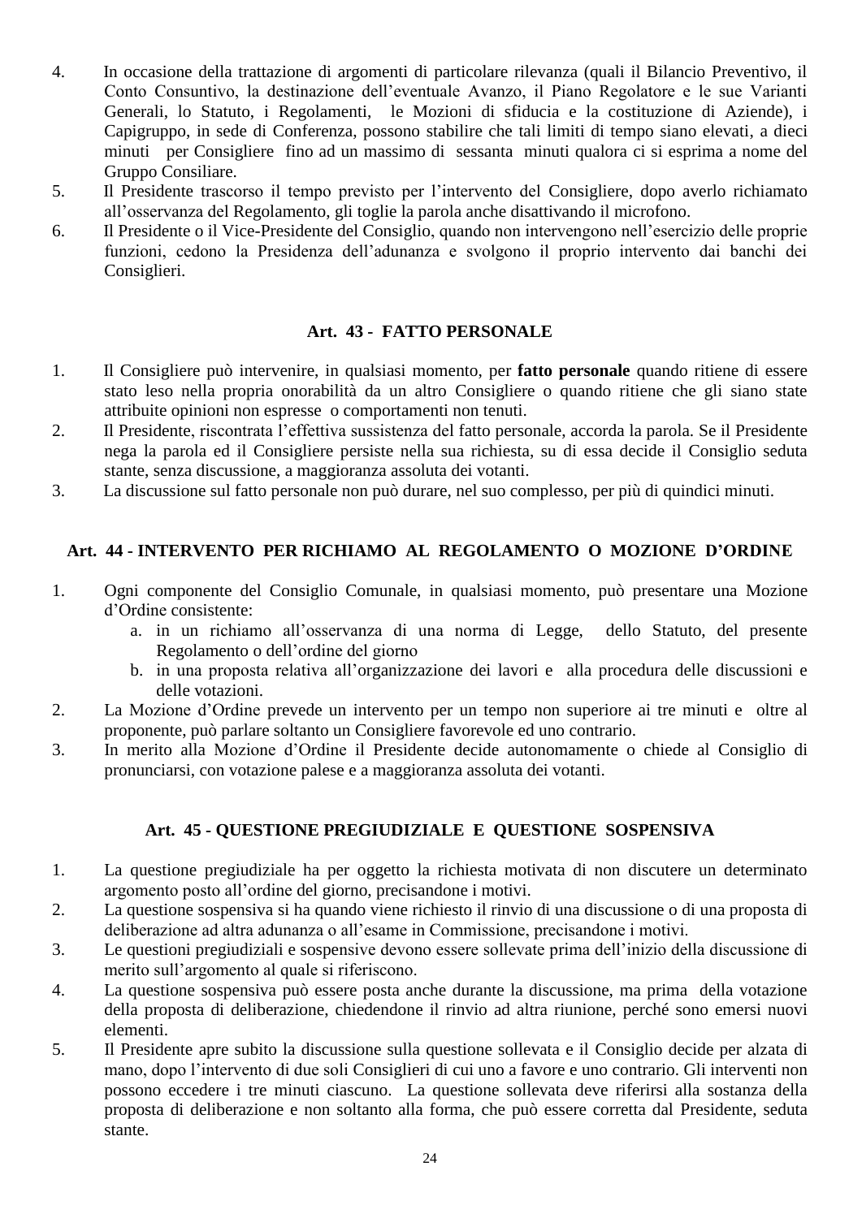4. In occasione della trattazione di argomenti di particolare rilevanza (quali il Bilancio Preventivo, il Conto Consuntivo, la destinazione dell'eventuale Avanzo, il Piano Regolatore e le sue Varianti Generali, lo Statuto, i Regolamenti, le Mozioni di sfiducia e la costituzione di Aziende), i Capigruppo, in sede di Conferenza, possono stabilire che tali limiti di tempo siano elevati, a dieci minuti per Consigliere fino ad un massimo di sessanta minuti qualora ci si esprima a nome del Gruppo Consiliare.
5. Il Presidente trascorso il tempo previsto per l'intervento del Consigliere, dopo averlo richiamato all'osservanza del Regolamento, gli toglie la parola anche disattivando il microfono.
6. Il Presidente o il Vice-Presidente del Consiglio, quando non intervengono nell'esercizio delle proprie funzioni, cedono la Presidenza dell'adunanza e svolgono il proprio intervento dai banchi dei Consiglieri.

### Art. 43 - FATTO PERSONALE

1. Il Consigliere può intervenire, in qualsiasi momento, per **fatto personale** quando ritiene di essere stato leso nella propria onorabilità da un altro Consigliere o quando ritiene che gli siano state attribuite opinioni non espresse o comportamenti non tenuti.
2. Il Presidente, riscontrata l'effettiva sussistenza del fatto personale, accorda la parola. Se il Presidente nega la parola ed il Consigliere persiste nella sua richiesta, su di essa decide il Consiglio seduta stante, senza discussione, a maggioranza assoluta dei votanti.
3. La discussione sul fatto personale non può durare, nel suo complesso, per più di quindici minuti.

### Art. 44 - INTERVENTO PER RICHIAMO AL REGOLAMENTO O MOZIONE D'ORDINE

1. Ogni componente del Consiglio Comunale, in qualsiasi momento, può presentare una Mozione d'Ordine consistente:
   a. in un richiamo all'osservanza di una norma di Legge, dello Statuto, del presente Regolamento o dell'ordine del giorno
   b. in una proposta relativa all'organizzazione dei lavori e alla procedura delle discussioni e delle votazioni.
2. La Mozione d'Ordine prevede un intervento per un tempo non superiore ai tre minuti e oltre al proponente, può parlare soltanto un Consigliere favorevole ed uno contrario.
3. In merito alla Mozione d'Ordine il Presidente decide autonomamente o chiede al Consiglio di pronunciarsi, con votazione palese e a maggioranza assoluta dei votanti.

### Art. 45 - QUESTIONE PREGIUDIZIALE E QUESTIONE SOSPENSIVA

1. La questione pregiudiziale ha per oggetto la richiesta motivata di non discutere un determinato argomento posto all'ordine del giorno, precisandone i motivi.
2. La questione sospensiva si ha quando viene richiesto il rinvio di una discussione o di una proposta di deliberazione ad altra adunanza o all'esame in Commissione, precisandone i motivi.
3. Le questioni pregiudiziali e sospensive devono essere sollevate prima dell'inizio della discussione di merito sull'argomento al quale si riferiscono.
4. La questione sospensiva può essere posta anche durante la discussione, ma prima della votazione della proposta di deliberazione, chiedendone il rinvio ad altra riunione, perché sono emersi nuovi elementi.
5. Il Presidente apre subito la discussione sulla questione sollevata e il Consiglio decide per alzata di mano, dopo l'intervento di due soli Consiglieri di cui uno a favore e uno contrario. Gli interventi non possono eccedere i tre minuti ciascuno. La questione sollevata deve riferirsi alla sostanza della proposta di deliberazione e non soltanto alla forma, che può essere corretta dal Presidente, seduta stante.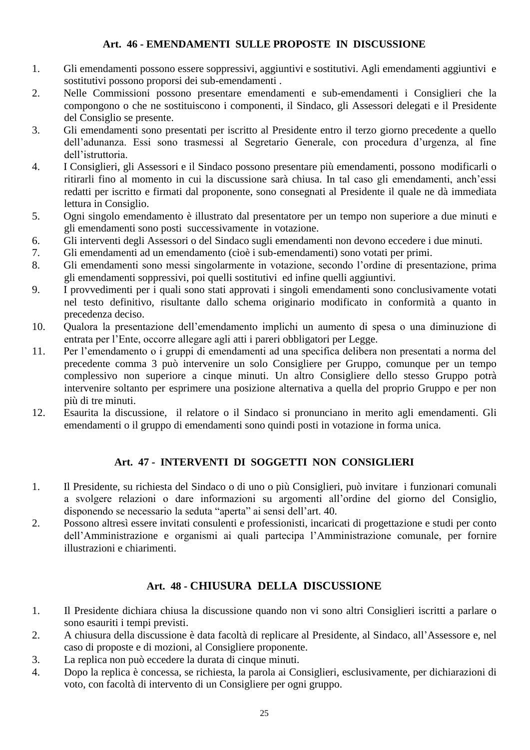## Art. 46 - EMENDAMENTI SULLE PROPOSTE IN DISCUSSIONE

1. Gli emendamenti possono essere soppressivi, aggiuntivi e sostitutivi. Agli emendamenti aggiuntivi e sostitutivi possono proporsi dei sub-emendamenti .
2. Nelle Commissioni possono presentare emendamenti e sub-emendamenti i Consiglieri che la compongono o che ne sostituiscono i componenti, il Sindaco, gli Assessori delegati e il Presidente del Consiglio se presente.
3. Gli emendamenti sono presentati per iscritto al Presidente entro il terzo giorno precedente a quello dell'adunanza. Essi sono trasmessi al Segretario Generale, con procedura d'urgenza, al fine dell'istruttoria.
4. I Consiglieri, gli Assessori e il Sindaco possono presentare più emendamenti, possono modificarli o ritirarli fino al momento in cui la discussione sarà chiusa. In tal caso gli emendamenti, anch'essi redatti per iscritto e firmati dal proponente, sono consegnati al Presidente il quale ne dà immediata lettura in Consiglio.
5. Ogni singolo emendamento è illustrato dal presentatore per un tempo non superiore a due minuti e gli emendamenti sono posti successivamente in votazione.
6. Gli interventi degli Assessori o del Sindaco sugli emendamenti non devono eccedere i due minuti.
7. Gli emendamenti ad un emendamento (cioè i sub-emendamenti) sono votati per primi.
8. Gli emendamenti sono messi singolarmente in votazione, secondo l'ordine di presentazione, prima gli emendamenti soppressivi, poi quelli sostitutivi ed infine quelli aggiuntivi.
9. I provvedimenti per i quali sono stati approvati i singoli emendamenti sono conclusivamente votati nel testo definitivo, risultante dallo schema originario modificato in conformità a quanto in precedenza deciso.
10. Qualora la presentazione dell'emendamento implichi un aumento di spesa o una diminuzione di entrata per l'Ente, occorre allegare agli atti i pareri obbligatori per Legge.
11. Per l'emendamento o i gruppi di emendamenti ad una specifica delibera non presentati a norma del precedente comma 3 può intervenire un solo Consigliere per Gruppo, comunque per un tempo complessivo non superiore a cinque minuti. Un altro Consigliere dello stesso Gruppo potrà intervenire soltanto per esprimere una posizione alternativa a quella del proprio Gruppo e per non più di tre minuti.
12. Esaurita la discussione, il relatore o il Sindaco si pronunciano in merito agli emendamenti. Gli emendamenti o il gruppo di emendamenti sono quindi posti in votazione in forma unica.

## Art. 47 - INTERVENTI DI SOGGETTI NON CONSIGLIERI

1. Il Presidente, su richiesta del Sindaco o di uno o più Consiglieri, può invitare i funzionari comunali a svolgere relazioni o dare informazioni su argomenti all'ordine del giorno del Consiglio, disponendo se necessario la seduta "aperta" ai sensi dell'art. 40.
2. Possono altresì essere invitati consulenti e professionisti, incaricati di progettazione e studi per conto dell'Amministrazione e organismi ai quali partecipa l'Amministrazione comunale, per fornire illustrazioni e chiarimenti.

## Art. 48 - CHIUSURA DELLA DISCUSSIONE

1. Il Presidente dichiara chiusa la discussione quando non vi sono altri Consiglieri iscritti a parlare o sono esauriti i tempi previsti.
2. A chiusura della discussione è data facoltà di replicare al Presidente, al Sindaco, all'Assessore e, nel caso di proposte e di mozioni, al Consigliere proponente.
3. La replica non può eccedere la durata di cinque minuti.
4. Dopo la replica è concessa, se richiesta, la parola ai Consiglieri, esclusivamente, per dichiarazioni di voto, con facoltà di intervento di un Consigliere per ogni gruppo.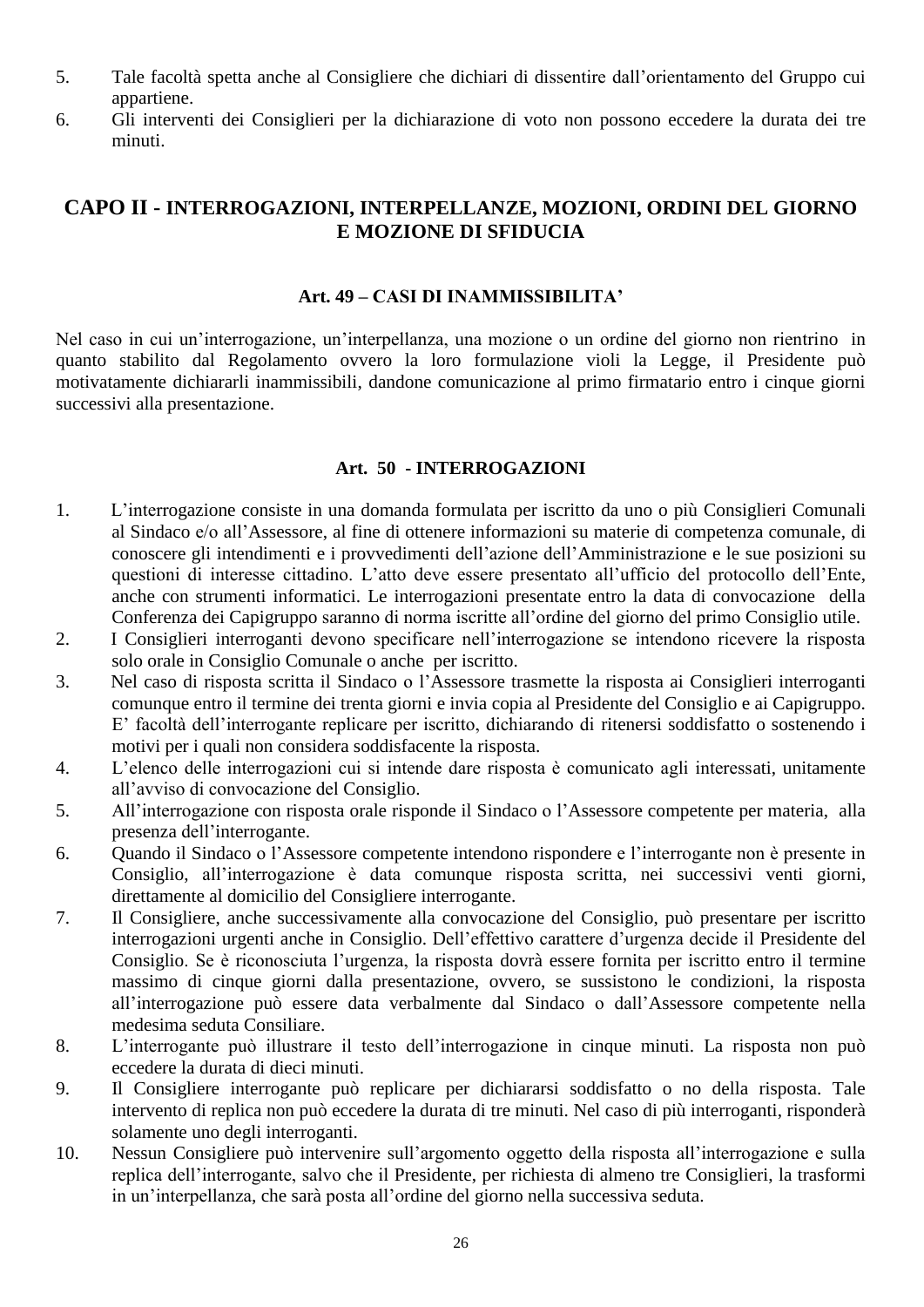5. Tale facoltà spetta anche al Consigliere che dichiari di dissentire dall'orientamento del Gruppo cui appartiene.
6. Gli interventi dei Consiglieri per la dichiarazione di voto non possono eccedere la durata dei tre minuti.

## CAPO II - INTERROGAZIONI, INTERPELLANZE, MOZIONI, ORDINI DEL GIORNO E MOZIONE DI SFIDUCIA

### Art. 49 – CASI DI INAMMISSIBILITA'

Nel caso in cui un'interrogazione, un'interpellanza, una mozione o un ordine del giorno non rientrino in quanto stabilito dal Regolamento ovvero la loro formulazione violi la Legge, il Presidente può motivatamente dichiararli inammissibili, dandone comunicazione al primo firmatario entro i cinque giorni successivi alla presentazione.

### Art. 50 - INTERROGAZIONI

1. L'interrogazione consiste in una domanda formulata per iscritto da uno o più Consiglieri Comunali al Sindaco e/o all'Assessore, al fine di ottenere informazioni su materie di competenza comunale, di conoscere gli intendimenti e i provvedimenti dell'azione dell'Amministrazione e le sue posizioni su questioni di interesse cittadino. L'atto deve essere presentato all'ufficio del protocollo dell'Ente, anche con strumenti informatici. Le interrogazioni presentate entro la data di convocazione della Conferenza dei Capigruppo saranno di norma iscritte all'ordine del giorno del primo Consiglio utile.
2. I Consiglieri interroganti devono specificare nell'interrogazione se intendono ricevere la risposta solo orale in Consiglio Comunale o anche per iscritto.
3. Nel caso di risposta scritta il Sindaco o l'Assessore trasmette la risposta ai Consiglieri interroganti comunque entro il termine dei trenta giorni e invia copia al Presidente del Consiglio e ai Capigruppo. E' facoltà dell'interrogante replicare per iscritto, dichiarando di ritenersi soddisfatto o sostenendo i motivi per i quali non considera soddisfacente la risposta.
4. L'elenco delle interrogazioni cui si intende dare risposta è comunicato agli interessati, unitamente all'avviso di convocazione del Consiglio.
5. All'interrogazione con risposta orale risponde il Sindaco o l'Assessore competente per materia, alla presenza dell'interrogante.
6. Quando il Sindaco o l'Assessore competente intendono rispondere e l'interrogante non è presente in Consiglio, all'interrogazione è data comunque risposta scritta, nei successivi venti giorni, direttamente al domicilio del Consigliere interrogante.
7. Il Consigliere, anche successivamente alla convocazione del Consiglio, può presentare per iscritto interrogazioni urgenti anche in Consiglio. Dell'effettivo carattere d'urgenza decide il Presidente del Consiglio. Se è riconosciuta l'urgenza, la risposta dovrà essere fornita per iscritto entro il termine massimo di cinque giorni dalla presentazione, ovvero, se sussistono le condizioni, la risposta all'interrogazione può essere data verbalmente dal Sindaco o dall'Assessore competente nella medesima seduta Consiliare.
8. L'interrogante può illustrare il testo dell'interrogazione in cinque minuti. La risposta non può eccedere la durata di dieci minuti.
9. Il Consigliere interrogante può replicare per dichiararsi soddisfatto o no della risposta. Tale intervento di replica non può eccedere la durata di tre minuti. Nel caso di più interroganti, risponderà solamente uno degli interroganti.
10. Nessun Consigliere può intervenire sull'argomento oggetto della risposta all'interrogazione e sulla replica dell'interrogante, salvo che il Presidente, per richiesta di almeno tre Consiglieri, la trasformi in un'interpellanza, che sarà posta all'ordine del giorno nella successiva seduta.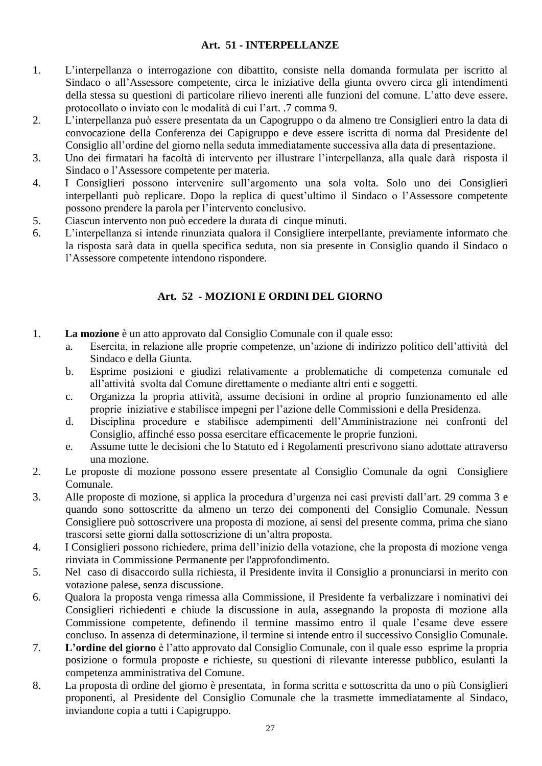## Art. 51 - INTERPELLANZE

1. L'interpellanza o interrogazione con dibattito, consiste nella domanda formulata per iscritto al Sindaco o all'Assessore competente, circa le iniziative della giunta ovvero circa gli intendimenti della stessa su questioni di particolare rilievo inerenti alle funzioni del comune. L'atto deve essere. protocollato o inviato con le modalità di cui l'art. .7 comma 9.
2. L'interpellanza può essere presentata da un Capogruppo o da almeno tre Consiglieri entro la data di convocazione della Conferenza dei Capigruppo e deve essere iscritta di norma dal Presidente del Consiglio all'ordine del giorno nella seduta immediatamente successiva alla data di presentazione.
3. Uno dei firmatari ha facoltà di intervento per illustrare l'interpellanza, alla quale darà risposta il Sindaco o l'Assessore competente per materia.
4. I Consiglieri possono intervenire sull'argomento una sola volta. Solo uno dei Consiglieri interpellanti può replicare. Dopo la replica di quest'ultimo il Sindaco o l'Assessore competente possono prendere la parola per l'intervento conclusivo.
5. Ciascun intervento non può eccedere la durata di cinque minuti.
6. L'interpellanza si intende rinunziata qualora il Consigliere interpellante, previamente informato che la risposta sarà data in quella specifica seduta, non sia presente in Consiglio quando il Sindaco o l'Assessore competente intendono rispondere.

## Art. 52 - MOZIONI E ORDINI DEL GIORNO

1. **La mozione** è un atto approvato dal Consiglio Comunale con il quale esso:
   a. Esercita, in relazione alle proprie competenze, un'azione di indirizzo politico dell'attività del Sindaco e della Giunta.
   b. Esprime posizioni e giudizi relativamente a problematiche di competenza comunale ed all'attività svolta dal Comune direttamente o mediante altri enti e soggetti.
   c. Organizza la propria attività, assume decisioni in ordine al proprio funzionamento ed alle proprie iniziative e stabilisce impegni per l'azione delle Commissioni e della Presidenza.
   d. Disciplina procedure e stabilisce adempimenti dell'Amministrazione nei confronti del Consiglio, affinché esso possa esercitare efficacemente le proprie funzioni.
   e. Assume tutte le decisioni che lo Statuto ed i Regolamenti prescrivono siano adottate attraverso una mozione.
2. Le proposte di mozione possono essere presentate al Consiglio Comunale da ogni Consigliere Comunale.
3. Alle proposte di mozione, si applica la procedura d'urgenza nei casi previsti dall'art. 29 comma 3 e quando sono sottoscritte da almeno un terzo dei componenti del Consiglio Comunale. Nessun Consigliere può sottoscrivere una proposta di mozione, ai sensi del presente comma, prima che siano trascorsi sette giorni dalla sottoscrizione di un'altra proposta.
4. I Consiglieri possono richiedere, prima dell'inizio della votazione, che la proposta di mozione venga rinviata in Commissione Permanente per l'approfondimento.
5. Nel caso di disaccordo sulla richiesta, il Presidente invita il Consiglio a pronunciarsi in merito con votazione palese, senza discussione.
6. Qualora la proposta venga rimessa alla Commissione, il Presidente fa verbalizzare i nominativi dei Consiglieri richiedenti e chiude la discussione in aula, assegnando la proposta di mozione alla Commissione competente, definendo il termine massimo entro il quale l'esame deve essere concluso. In assenza di determinazione, il termine si intende entro il successivo Consiglio Comunale.
7. **L'ordine del giorno** è l'atto approvato dal Consiglio Comunale, con il quale esso esprime la propria posizione o formula proposte e richieste, su questioni di rilevante interesse pubblico, esulanti la competenza amministrativa del Comune.
8. La proposta di ordine del giorno è presentata, in forma scritta e sottoscritta da uno o più Consiglieri proponenti, al Presidente del Consiglio Comunale che la trasmette immediatamente al Sindaco, inviandone copia a tutti i Capigruppo.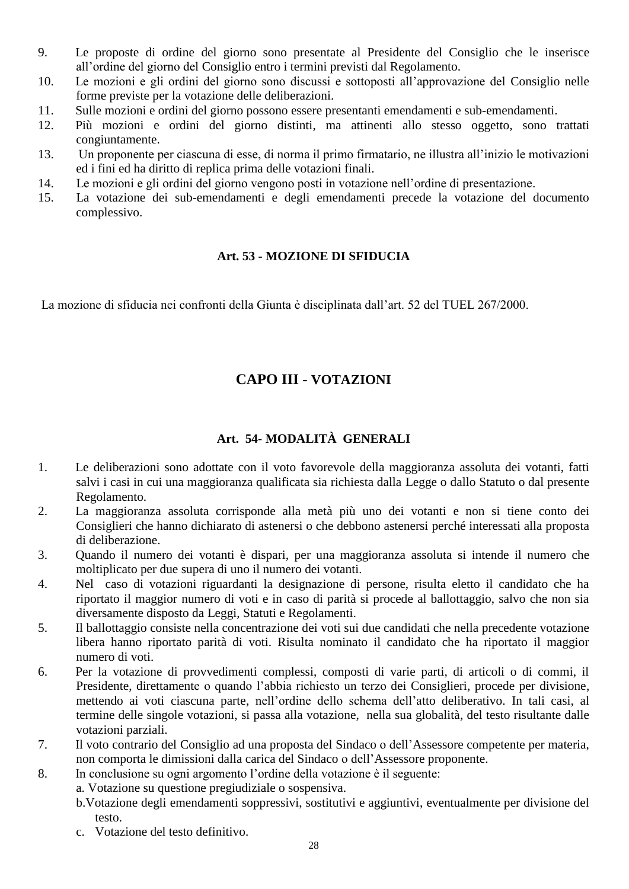9. Le proposte di ordine del giorno sono presentate al Presidente del Consiglio che le inserisce all'ordine del giorno del Consiglio entro i termini previsti dal Regolamento.
10. Le mozioni e gli ordini del giorno sono discussi e sottoposti all'approvazione del Consiglio nelle forme previste per la votazione delle deliberazioni.
11. Sulle mozioni e ordini del giorno possono essere presentanti emendamenti e sub-emendamenti.
12. Più mozioni e ordini del giorno distinti, ma attinenti allo stesso oggetto, sono trattati congiuntamente.
13. Un proponente per ciascuna di esse, di norma il primo firmatario, ne illustra all'inizio le motivazioni ed i fini ed ha diritto di replica prima delle votazioni finali.
14. Le mozioni e gli ordini del giorno vengono posti in votazione nell'ordine di presentazione.
15. La votazione dei sub-emendamenti e degli emendamenti precede la votazione del documento complessivo.

### Art. 53 - MOZIONE DI SFIDUCIA

La mozione di sfiducia nei confronti della Giunta è disciplinata dall'art. 52 del TUEL 267/2000.

## CAPO III - VOTAZIONI

### Art. 54- MODALITÀ GENERALI

1. Le deliberazioni sono adottate con il voto favorevole della maggioranza assoluta dei votanti, fatti salvi i casi in cui una maggioranza qualificata sia richiesta dalla Legge o dallo Statuto o dal presente Regolamento.
2. La maggioranza assoluta corrisponde alla metà più uno dei votanti e non si tiene conto dei Consiglieri che hanno dichiarato di astenersi o che debbono astenersi perché interessati alla proposta di deliberazione.
3. Quando il numero dei votanti è dispari, per una maggioranza assoluta si intende il numero che moltiplicato per due supera di uno il numero dei votanti.
4. Nel caso di votazioni riguardanti la designazione di persone, risulta eletto il candidato che ha riportato il maggior numero di voti e in caso di parità si procede al ballottaggio, salvo che non sia diversamente disposto da Leggi, Statuti e Regolamenti.
5. Il ballottaggio consiste nella concentrazione dei voti sui due candidati che nella precedente votazione libera hanno riportato parità di voti. Risulta nominato il candidato che ha riportato il maggior numero di voti.
6. Per la votazione di provvedimenti complessi, composti di varie parti, di articoli o di commi, il Presidente, direttamente o quando l'abbia richiesto un terzo dei Consiglieri, procede per divisione, mettendo ai voti ciascuna parte, nell'ordine dello schema dell'atto deliberativo. In tali casi, al termine delle singole votazioni, si passa alla votazione, nella sua globalità, del testo risultante dalle votazioni parziali.
7. Il voto contrario del Consiglio ad una proposta del Sindaco o dell'Assessore competente per materia, non comporta le dimissioni dalla carica del Sindaco o dell'Assessore proponente.
8. In conclusione su ogni argomento l'ordine della votazione è il seguente:
   a. Votazione su questione pregiudiziale o sospensiva.
   b. Votazione degli emendamenti soppressivi, sostitutivi e aggiuntivi, eventualmente per divisione del testo.
   c. Votazione del testo definitivo.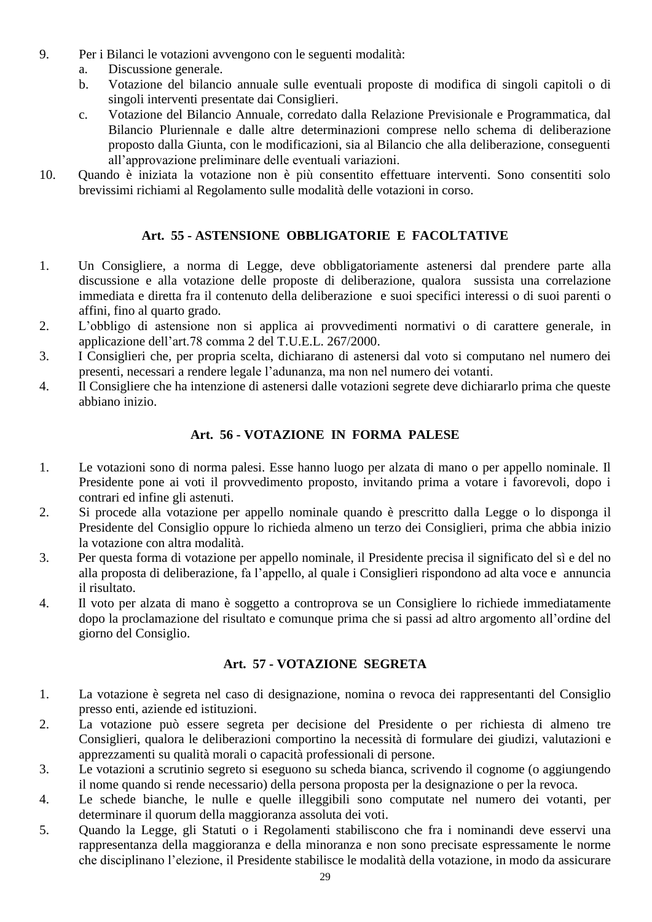9. Per i Bilanci le votazioni avvengono con le seguenti modalità:
   a. Discussione generale.
   b. Votazione del bilancio annuale sulle eventuali proposte di modifica di singoli capitoli o di singoli interventi presentate dai Consiglieri.
   c. Votazione del Bilancio Annuale, corredato dalla Relazione Previsionale e Programmatica, dal Bilancio Pluriennale e dalle altre determinazioni comprese nello schema di deliberazione proposto dalla Giunta, con le modificazioni, sia al Bilancio che alla deliberazione, conseguenti all'approvazione preliminare delle eventuali variazioni.
10. Quando è iniziata la votazione non è più consentito effettuare interventi. Sono consentiti solo brevissimi richiami al Regolamento sulle modalità delle votazioni in corso.

### Art. 55 - ASTENSIONE OBBLIGATORIE E FACOLTATIVE

1. Un Consigliere, a norma di Legge, deve obbligatoriamente astenersi dal prendere parte alla discussione e alla votazione delle proposte di deliberazione, qualora sussista una correlazione immediata e diretta fra il contenuto della deliberazione e suoi specifici interessi o di suoi parenti o affini, fino al quarto grado.
2. L'obbligo di astensione non si applica ai provvedimenti normativi o di carattere generale, in applicazione dell'art.78 comma 2 del T.U.E.L. 267/2000.
3. I Consiglieri che, per propria scelta, dichiarano di astenersi dal voto si computano nel numero dei presenti, necessari a rendere legale l'adunanza, ma non nel numero dei votanti.
4. Il Consigliere che ha intenzione di astenersi dalle votazioni segrete deve dichiararlo prima che queste abbiano inizio.

### Art. 56 - VOTAZIONE IN FORMA PALESE

1. Le votazioni sono di norma palesi. Esse hanno luogo per alzata di mano o per appello nominale. Il Presidente pone ai voti il provvedimento proposto, invitando prima a votare i favorevoli, dopo i contrari ed infine gli astenuti.
2. Si procede alla votazione per appello nominale quando è prescritto dalla Legge o lo disponga il Presidente del Consiglio oppure lo richieda almeno un terzo dei Consiglieri, prima che abbia inizio la votazione con altra modalità.
3. Per questa forma di votazione per appello nominale, il Presidente precisa il significato del sì e del no alla proposta di deliberazione, fa l'appello, al quale i Consiglieri rispondono ad alta voce e annuncia il risultato.
4. Il voto per alzata di mano è soggetto a controprova se un Consigliere lo richiede immediatamente dopo la proclamazione del risultato e comunque prima che si passi ad altro argomento all'ordine del giorno del Consiglio.

### Art. 57 - VOTAZIONE SEGRETA

1. La votazione è segreta nel caso di designazione, nomina o revoca dei rappresentanti del Consiglio presso enti, aziende ed istituzioni.
2. La votazione può essere segreta per decisione del Presidente o per richiesta di almeno tre Consiglieri, qualora le deliberazioni comportino la necessità di formulare dei giudizi, valutazioni e apprezzamenti su qualità morali o capacità professionali di persone.
3. Le votazioni a scrutinio segreto si eseguono su scheda bianca, scrivendo il cognome (o aggiungendo il nome quando si rende necessario) della persona proposta per la designazione o per la revoca.
4. Le schede bianche, le nulle e quelle illeggibili sono computate nel numero dei votanti, per determinare il quorum della maggioranza assoluta dei voti.
5. Quando la Legge, gli Statuti o i Regolamenti stabiliscono che fra i nominandi deve esservi una rappresentanza della maggioranza e della minoranza e non sono precisate espressamente le norme che disciplinano l'elezione, il Presidente stabilisce le modalità della votazione, in modo da assicurare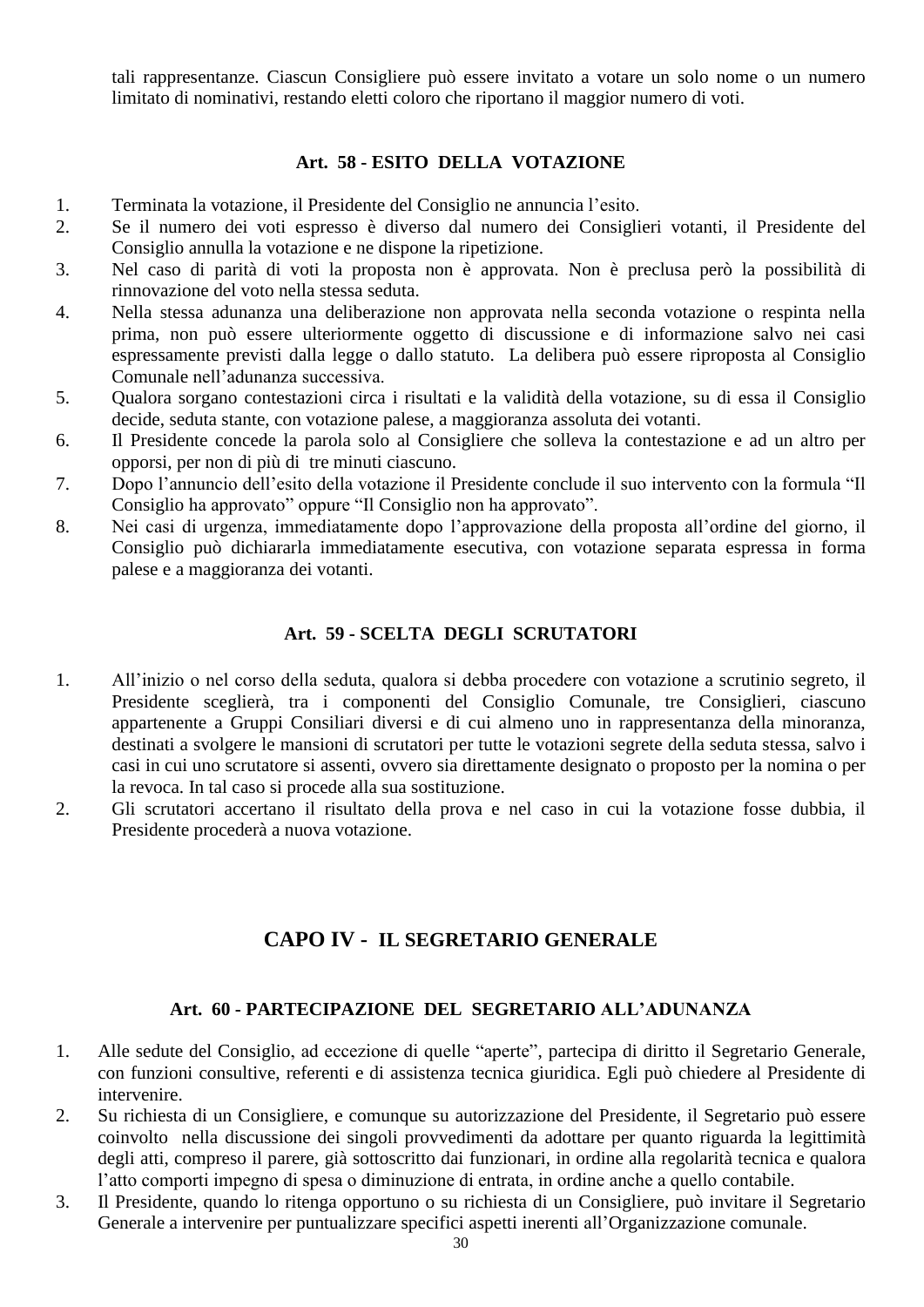tali rappresentanze. Ciascun Consigliere può essere invitato a votare un solo nome o un numero limitato di nominativi, restando eletti coloro che riportano il maggior numero di voti.

### Art. 58 - ESITO DELLA VOTAZIONE

1. Terminata la votazione, il Presidente del Consiglio ne annuncia l'esito.
2. Se il numero dei voti espresso è diverso dal numero dei Consiglieri votanti, il Presidente del Consiglio annulla la votazione e ne dispone la ripetizione.
3. Nel caso di parità di voti la proposta non è approvata. Non è preclusa però la possibilità di rinnovazione del voto nella stessa seduta.
4. Nella stessa adunanza una deliberazione non approvata nella seconda votazione o respinta nella prima, non può essere ulteriormente oggetto di discussione e di informazione salvo nei casi espressamente previsti dalla legge o dallo statuto. La delibera può essere riproposta al Consiglio Comunale nell'adunanza successiva.
5. Qualora sorgano contestazioni circa i risultati e la validità della votazione, su di essa il Consiglio decide, seduta stante, con votazione palese, a maggioranza assoluta dei votanti.
6. Il Presidente concede la parola solo al Consigliere che solleva la contestazione e ad un altro per opporsi, per non di più di tre minuti ciascuno.
7. Dopo l'annuncio dell'esito della votazione il Presidente conclude il suo intervento con la formula "Il Consiglio ha approvato" oppure "Il Consiglio non ha approvato".
8. Nei casi di urgenza, immediatamente dopo l'approvazione della proposta all'ordine del giorno, il Consiglio può dichiararla immediatamente esecutiva, con votazione separata espressa in forma palese e a maggioranza dei votanti.

### Art. 59 - SCELTA DEGLI SCRUTATORI

1. All'inizio o nel corso della seduta, qualora si debba procedere con votazione a scrutinio segreto, il Presidente sceglierà, tra i componenti del Consiglio Comunale, tre Consiglieri, ciascuno appartenente a Gruppi Consiliari diversi e di cui almeno uno in rappresentanza della minoranza, destinati a svolgere le mansioni di scrutatori per tutte le votazioni segrete della seduta stessa, salvo i casi in cui uno scrutatore si assenti, ovvero sia direttamente designato o proposto per la nomina o per la revoca. In tal caso si procede alla sua sostituzione.
2. Gli scrutatori accertano il risultato della prova e nel caso in cui la votazione fosse dubbia, il Presidente procederà a nuova votazione.

## CAPO IV - IL SEGRETARIO GENERALE

### Art. 60 - PARTECIPAZIONE DEL SEGRETARIO ALL'ADUNANZA

1. Alle sedute del Consiglio, ad eccezione di quelle "aperte", partecipa di diritto il Segretario Generale, con funzioni consultive, referenti e di assistenza tecnica giuridica. Egli può chiedere al Presidente di intervenire.
2. Su richiesta di un Consigliere, e comunque su autorizzazione del Presidente, il Segretario può essere coinvolto nella discussione dei singoli provvedimenti da adottare per quanto riguarda la legittimità degli atti, compreso il parere, già sottoscritto dai funzionari, in ordine alla regolarità tecnica e qualora l'atto comporti impegno di spesa o diminuzione di entrata, in ordine anche a quello contabile.
3. Il Presidente, quando lo ritenga opportuno o su richiesta di un Consigliere, può invitare il Segretario Generale a intervenire per puntualizzare specifici aspetti inerenti all'Organizzazione comunale.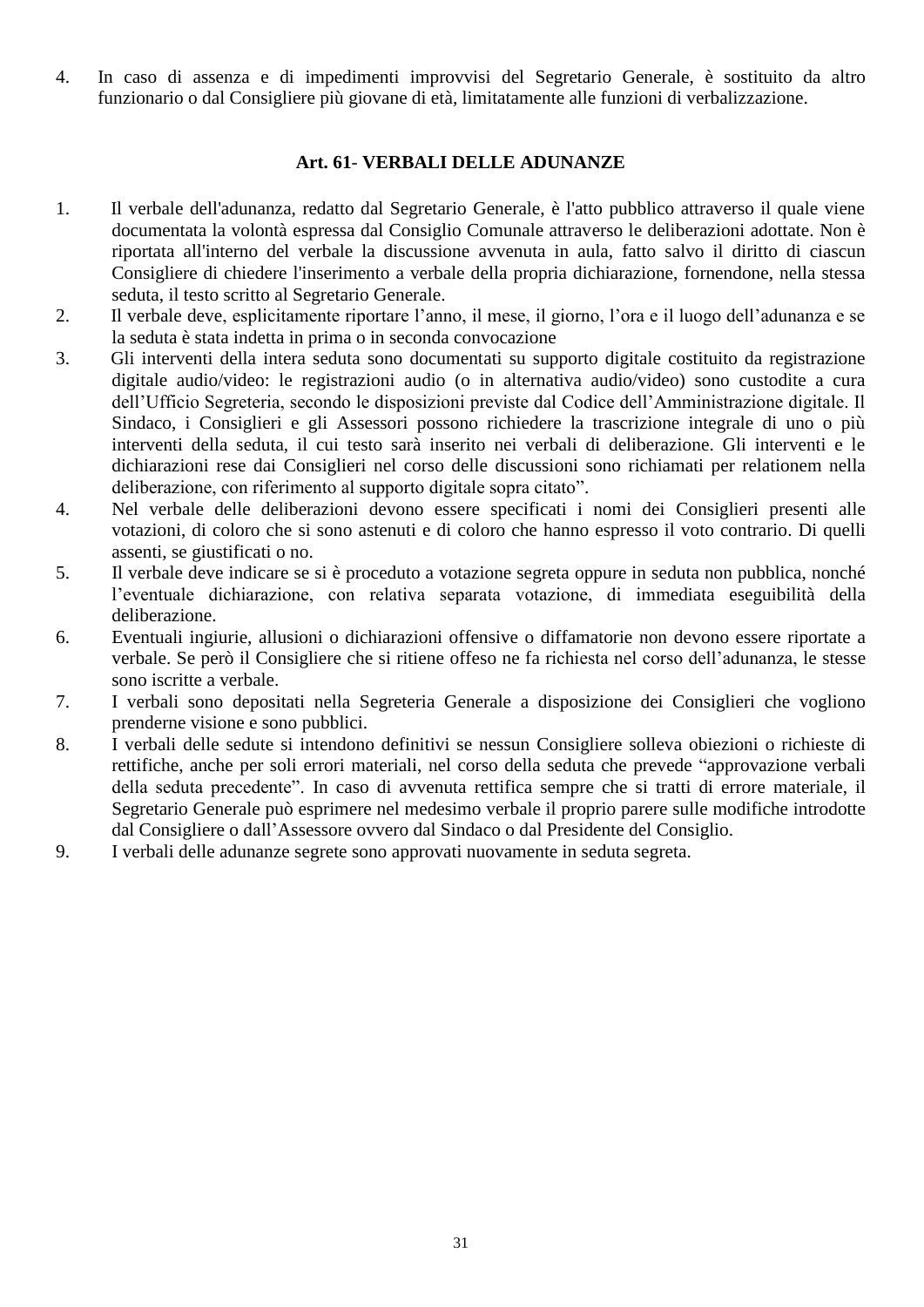4. In caso di assenza e di impedimenti improvvisi del Segretario Generale, è sostituito da altro funzionario o dal Consigliere più giovane di età, limitatamente alle funzioni di verbalizzazione.

## Art. 61- VERBALI DELLE ADUNANZE

1. Il verbale dell'adunanza, redatto dal Segretario Generale, è l'atto pubblico attraverso il quale viene documentata la volontà espressa dal Consiglio Comunale attraverso le deliberazioni adottate. Non è riportata all'interno del verbale la discussione avvenuta in aula, fatto salvo il diritto di ciascun Consigliere di chiedere l'inserimento a verbale della propria dichiarazione, fornendone, nella stessa seduta, il testo scritto al Segretario Generale.
2. Il verbale deve, esplicitamente riportare l'anno, il mese, il giorno, l'ora e il luogo dell'adunanza e se la seduta è stata indetta in prima o in seconda convocazione
3. Gli interventi della intera seduta sono documentati su supporto digitale costituito da registrazione digitale audio/video: le registrazioni audio (o in alternativa audio/video) sono custodite a cura dell'Ufficio Segreteria, secondo le disposizioni previste dal Codice dell'Amministrazione digitale. Il Sindaco, i Consiglieri e gli Assessori possono richiedere la trascrizione integrale di uno o più interventi della seduta, il cui testo sarà inserito nei verbali di deliberazione. Gli interventi e le dichiarazioni rese dai Consiglieri nel corso delle discussioni sono richiamati per relationem nella deliberazione, con riferimento al supporto digitale sopra citato".
4. Nel verbale delle deliberazioni devono essere specificati i nomi dei Consiglieri presenti alle votazioni, di coloro che si sono astenuti e di coloro che hanno espresso il voto contrario. Di quelli assenti, se giustificati o no.
5. Il verbale deve indicare se si è proceduto a votazione segreta oppure in seduta non pubblica, nonché l'eventuale dichiarazione, con relativa separata votazione, di immediata eseguibilità della deliberazione.
6. Eventuali ingiurie, allusioni o dichiarazioni offensive o diffamatorie non devono essere riportate a verbale. Se però il Consigliere che si ritiene offeso ne fa richiesta nel corso dell'adunanza, le stesse sono iscritte a verbale.
7. I verbali sono depositati nella Segreteria Generale a disposizione dei Consiglieri che vogliono prenderne visione e sono pubblici.
8. I verbali delle sedute si intendono definitivi se nessun Consigliere solleva obiezioni o richieste di rettifiche, anche per soli errori materiali, nel corso della seduta che prevede "approvazione verbali della seduta precedente". In caso di avvenuta rettifica sempre che si tratti di errore materiale, il Segretario Generale può esprimere nel medesimo verbale il proprio parere sulle modifiche introdotte dal Consigliere o dall'Assessore ovvero dal Sindaco o dal Presidente del Consiglio.
9. I verbali delle adunanze segrete sono approvati nuovamente in seduta segreta.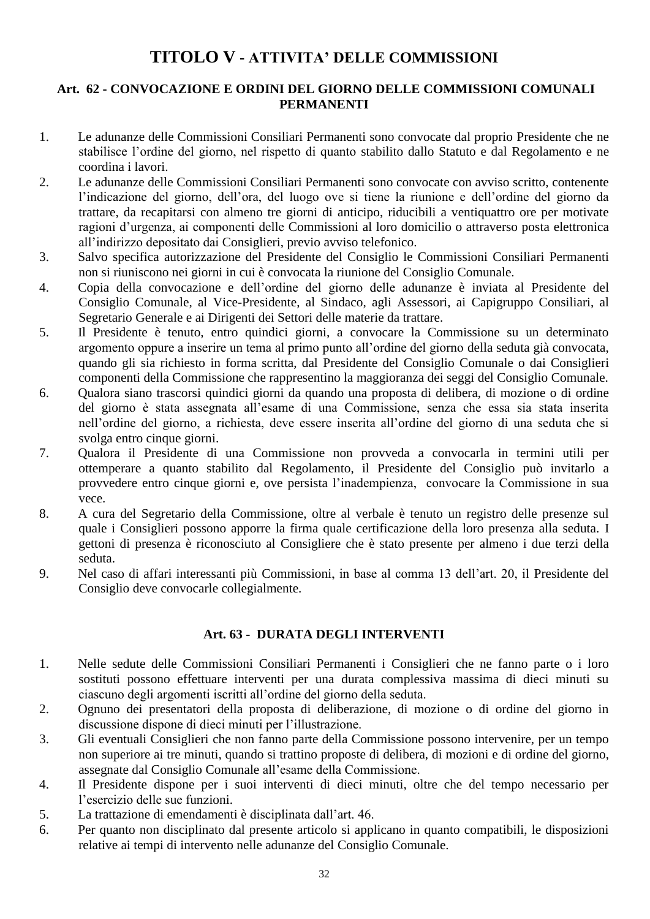# TITOLO V - ATTIVITA' DELLE COMMISSIONI

## Art. 62 - CONVOCAZIONE E ORDINI DEL GIORNO DELLE COMMISSIONI COMUNALI PERMANENTI

1. Le adunanze delle Commissioni Consiliari Permanenti sono convocate dal proprio Presidente che ne stabilisce l'ordine del giorno, nel rispetto di quanto stabilito dallo Statuto e dal Regolamento e ne coordina i lavori.
2. Le adunanze delle Commissioni Consiliari Permanenti sono convocate con avviso scritto, contenente l'indicazione del giorno, dell'ora, del luogo ove si tiene la riunione e dell'ordine del giorno da trattare, da recapitarsi con almeno tre giorni di anticipo, riducibili a ventiquattro ore per motivate ragioni d'urgenza, ai componenti delle Commissioni al loro domicilio o attraverso posta elettronica all'indirizzo depositato dai Consiglieri, previo avviso telefonico.
3. Salvo specifica autorizzazione del Presidente del Consiglio le Commissioni Consiliari Permanenti non si riuniscono nei giorni in cui è convocata la riunione del Consiglio Comunale.
4. Copia della convocazione e dell'ordine del giorno delle adunanze è inviata al Presidente del Consiglio Comunale, al Vice-Presidente, al Sindaco, agli Assessori, ai Capigruppo Consiliari, al Segretario Generale e ai Dirigenti dei Settori delle materie da trattare.
5. Il Presidente è tenuto, entro quindici giorni, a convocare la Commissione su un determinato argomento oppure a inserire un tema al primo punto all'ordine del giorno della seduta già convocata, quando gli sia richiesto in forma scritta, dal Presidente del Consiglio Comunale o dai Consiglieri componenti della Commissione che rappresentino la maggioranza dei seggi del Consiglio Comunale.
6. Qualora siano trascorsi quindici giorni da quando una proposta di delibera, di mozione o di ordine del giorno è stata assegnata all'esame di una Commissione, senza che essa sia stata inserita nell'ordine del giorno, a richiesta, deve essere inserita all'ordine del giorno di una seduta che si svolga entro cinque giorni.
7. Qualora il Presidente di una Commissione non provveda a convocarla in termini utili per ottemperare a quanto stabilito dal Regolamento, il Presidente del Consiglio può invitarlo a provvedere entro cinque giorni e, ove persista l'inadempienza, convocare la Commissione in sua vece.
8. A cura del Segretario della Commissione, oltre al verbale è tenuto un registro delle presenze sul quale i Consiglieri possono apporre la firma quale certificazione della loro presenza alla seduta. I gettoni di presenza è riconosciuto al Consigliere che è stato presente per almeno i due terzi della seduta.
9. Nel caso di affari interessanti più Commissioni, in base al comma 13 dell'art. 20, il Presidente del Consiglio deve convocarle collegialmente.

## Art. 63 - DURATA DEGLI INTERVENTI

1. Nelle sedute delle Commissioni Consiliari Permanenti i Consiglieri che ne fanno parte o i loro sostituti possono effettuare interventi per una durata complessiva massima di dieci minuti su ciascuno degli argomenti iscritti all'ordine del giorno della seduta.
2. Ognuno dei presentatori della proposta di deliberazione, di mozione o di ordine del giorno in discussione dispone di dieci minuti per l'illustrazione.
3. Gli eventuali Consiglieri che non fanno parte della Commissione possono intervenire, per un tempo non superiore ai tre minuti, quando si trattino proposte di delibera, di mozioni e di ordine del giorno, assegnate dal Consiglio Comunale all'esame della Commissione.
4. Il Presidente dispone per i suoi interventi di dieci minuti, oltre che del tempo necessario per l'esercizio delle sue funzioni.
5. La trattazione di emendamenti è disciplinata dall'art. 46.
6. Per quanto non disciplinato dal presente articolo si applicano in quanto compatibili, le disposizioni relative ai tempi di intervento nelle adunanze del Consiglio Comunale.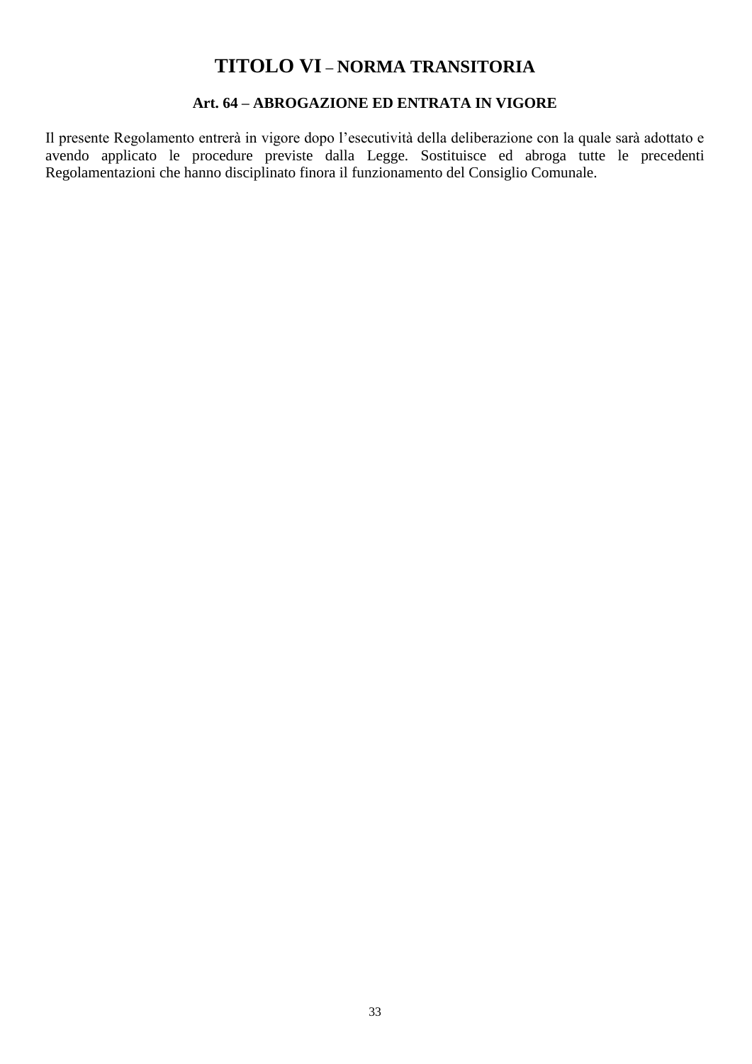# TITOLO VI – NORMA TRANSITORIA

## Art. 64 – ABROGAZIONE ED ENTRATA IN VIGORE

Il presente Regolamento entrerà in vigore dopo l'esecutività della deliberazione con la quale sarà adottato e avendo applicato le procedure previste dalla Legge. Sostituisce ed abroga tutte le precedenti Regolamentazioni che hanno disciplinato finora il funzionamento del Consiglio Comunale.